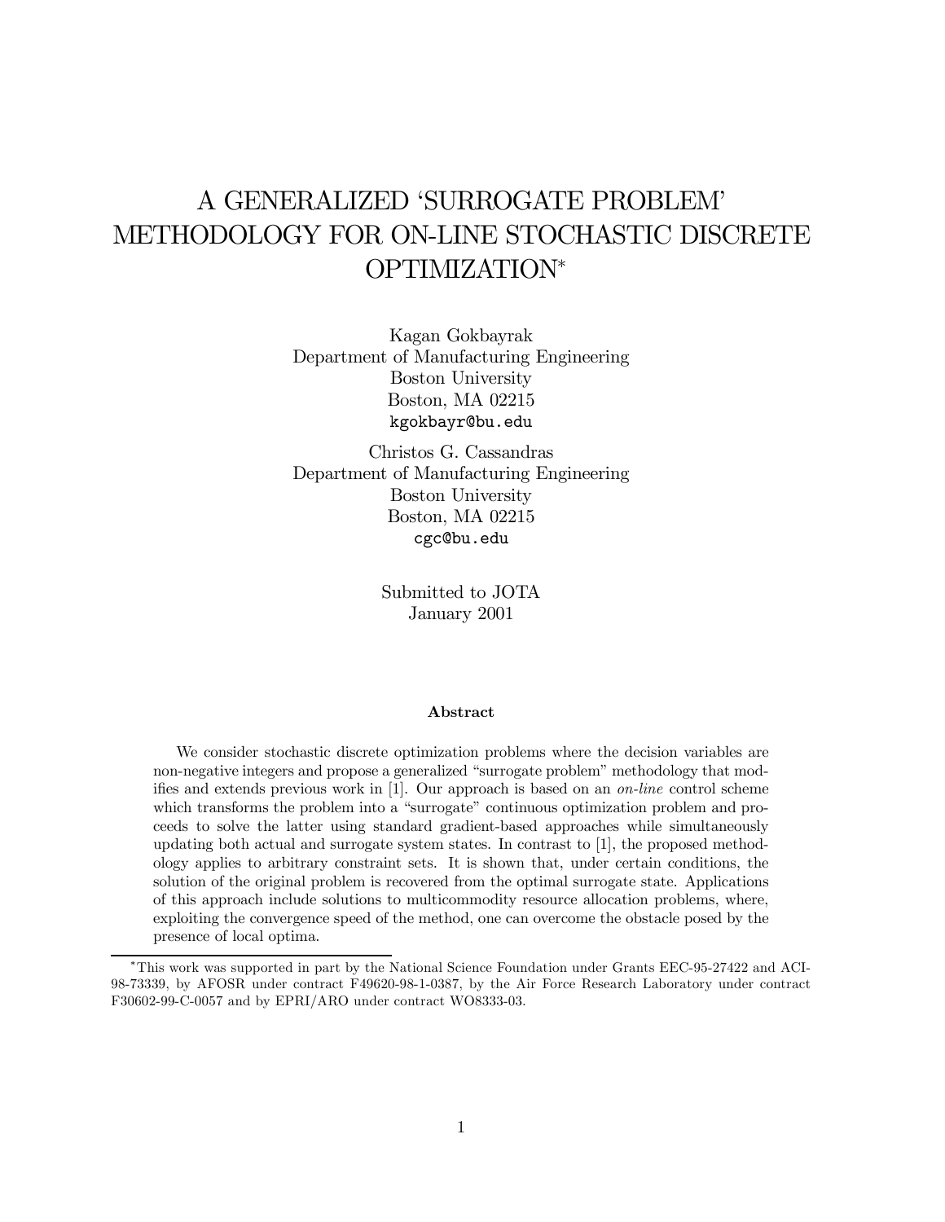# A GENERALIZED 'SURROGATE PROBLEM' METHODOLOGY FOR ON-LINE STOCHASTIC DISCRETE OPTIMIZATION*

Kagan Gokbayrak
Department of Manufacturing Engineering
Boston University
Boston, MA 02215
kgokbayr@bu.edu

Christos G. Cassandras
Department of Manufacturing Engineering
Boston University
Boston, MA 02215
cgc@bu.edu

Submitted to JOTA
January 2001

**Abstract**

We consider stochastic discrete optimization problems where the decision variables are non-negative integers and propose a generalized "surrogate problem" methodology that modifies and extends previous work in [1]. Our approach is based on an *on-line* control scheme which transforms the problem into a "surrogate" continuous optimization problem and proceeds to solve the latter using standard gradient-based approaches while simultaneously updating both actual and surrogate system states. In contrast to [1], the proposed methodology applies to arbitrary constraint sets. It is shown that, under certain conditions, the solution of the original problem is recovered from the optimal surrogate state. Applications of this approach include solutions to multicommodity resource allocation problems, where, exploiting the convergence speed of the method, one can overcome the obstacle posed by the presence of local optima.

*This work was supported in part by the National Science Foundation under Grants EEC-95-27422 and ACI-98-73339, by AFOSR under contract F49620-98-1-0387, by the Air Force Research Laboratory under contract F30602-99-C-0057 and by EPRI/ARO under contract WO8333-03.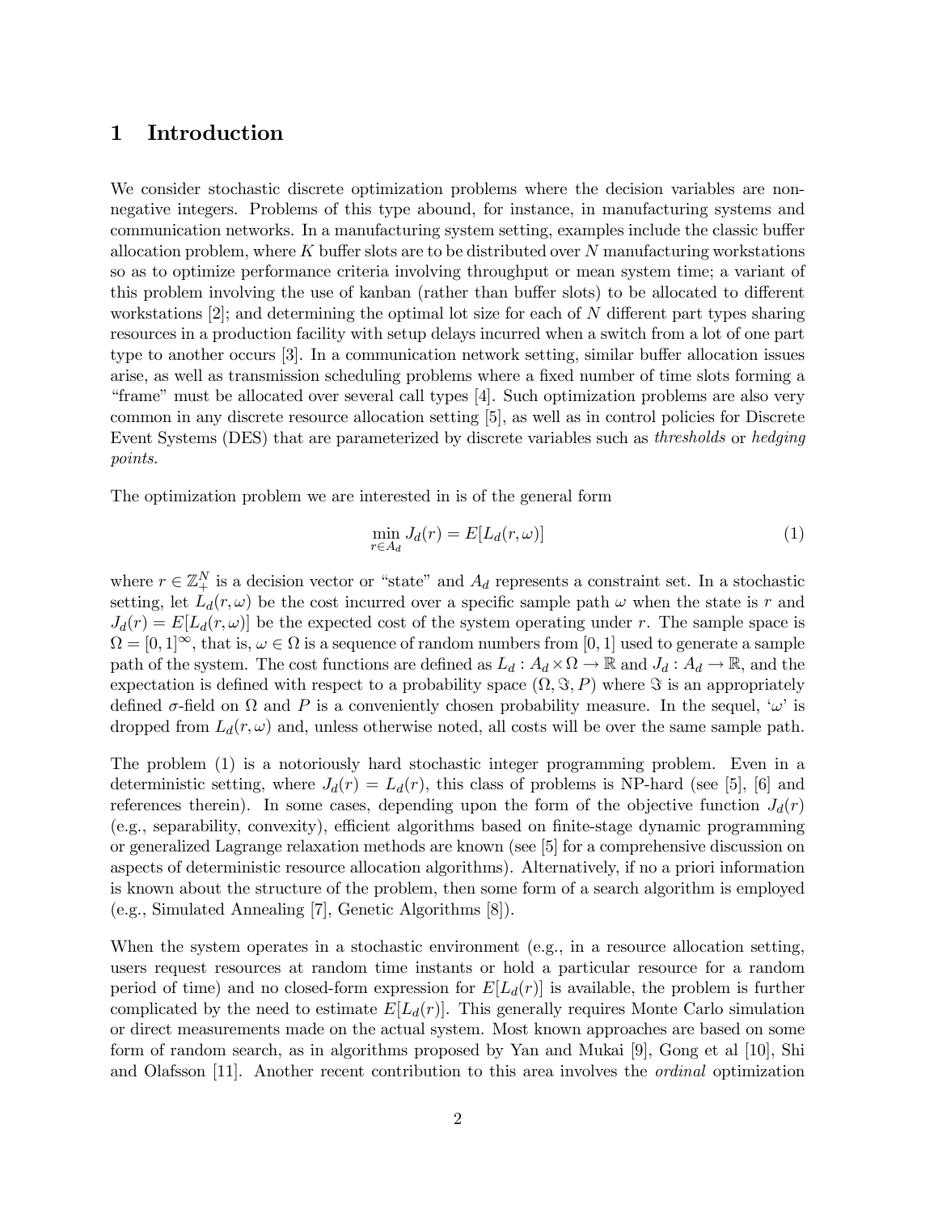# 1 Introduction

We consider stochastic discrete optimization problems where the decision variables are non-negative integers. Problems of this type abound, for instance, in manufacturing systems and communication networks. In a manufacturing system setting, examples include the classic buffer allocation problem, where $K$ buffer slots are to be distributed over $N$ manufacturing workstations so as to optimize performance criteria involving throughput or mean system time; a variant of this problem involving the use of kanban (rather than buffer slots) to be allocated to different workstations [2]; and determining the optimal lot size for each of $N$ different part types sharing resources in a production facility with setup delays incurred when a switch from a lot of one part type to another occurs [3]. In a communication network setting, similar buffer allocation issues arise, as well as transmission scheduling problems where a fixed number of time slots forming a "frame" must be allocated over several call types [4]. Such optimization problems are also very common in any discrete resource allocation setting [5], as well as in control policies for Discrete Event Systems (DES) that are parameterized by discrete variables such as *thresholds* or *hedging points*.

The optimization problem we are interested in is of the general form

$$\min_{r \in A_d} J_d(r) = E[L_d(r, \omega)] \tag{1}$$

where $r \in \mathbb{Z}_+^N$ is a decision vector or "state" and $A_d$ represents a constraint set. In a stochastic setting, let $L_d(r, \omega)$ be the cost incurred over a specific sample path $\omega$ when the state is $r$ and $J_d(r) = E[L_d(r, \omega)]$ be the expected cost of the system operating under $r$. The sample space is $\Omega = [0, 1]^\infty$, that is, $\omega \in \Omega$ is a sequence of random numbers from $[0, 1]$ used to generate a sample path of the system. The cost functions are defined as $L_d : A_d \times \Omega \to \mathbb{R}$ and $J_d : A_d \to \mathbb{R}$, and the expectation is defined with respect to a probability space $(\Omega, \Im, P)$ where $\Im$ is an appropriately defined $\sigma$-field on $\Omega$ and $P$ is a conveniently chosen probability measure. In the sequel, '$\omega$' is dropped from $L_d(r, \omega)$ and, unless otherwise noted, all costs will be over the same sample path.

The problem (1) is a notoriously hard stochastic integer programming problem. Even in a deterministic setting, where $J_d(r) = L_d(r)$, this class of problems is NP-hard (see [5], [6] and references therein). In some cases, depending upon the form of the objective function $J_d(r)$ (e.g., separability, convexity), efficient algorithms based on finite-stage dynamic programming or generalized Lagrange relaxation methods are known (see [5] for a comprehensive discussion on aspects of deterministic resource allocation algorithms). Alternatively, if no a priori information is known about the structure of the problem, then some form of a search algorithm is employed (e.g., Simulated Annealing [7], Genetic Algorithms [8]).

When the system operates in a stochastic environment (e.g., in a resource allocation setting, users request resources at random time instants or hold a particular resource for a random period of time) and no closed-form expression for $E[L_d(r)]$ is available, the problem is further complicated by the need to estimate $E[L_d(r)]$. This generally requires Monte Carlo simulation or direct measurements made on the actual system. Most known approaches are based on some form of random search, as in algorithms proposed by Yan and Mukai [9], Gong et al [10], Shi and Olafsson [11]. Another recent contribution to this area involves the *ordinal* optimization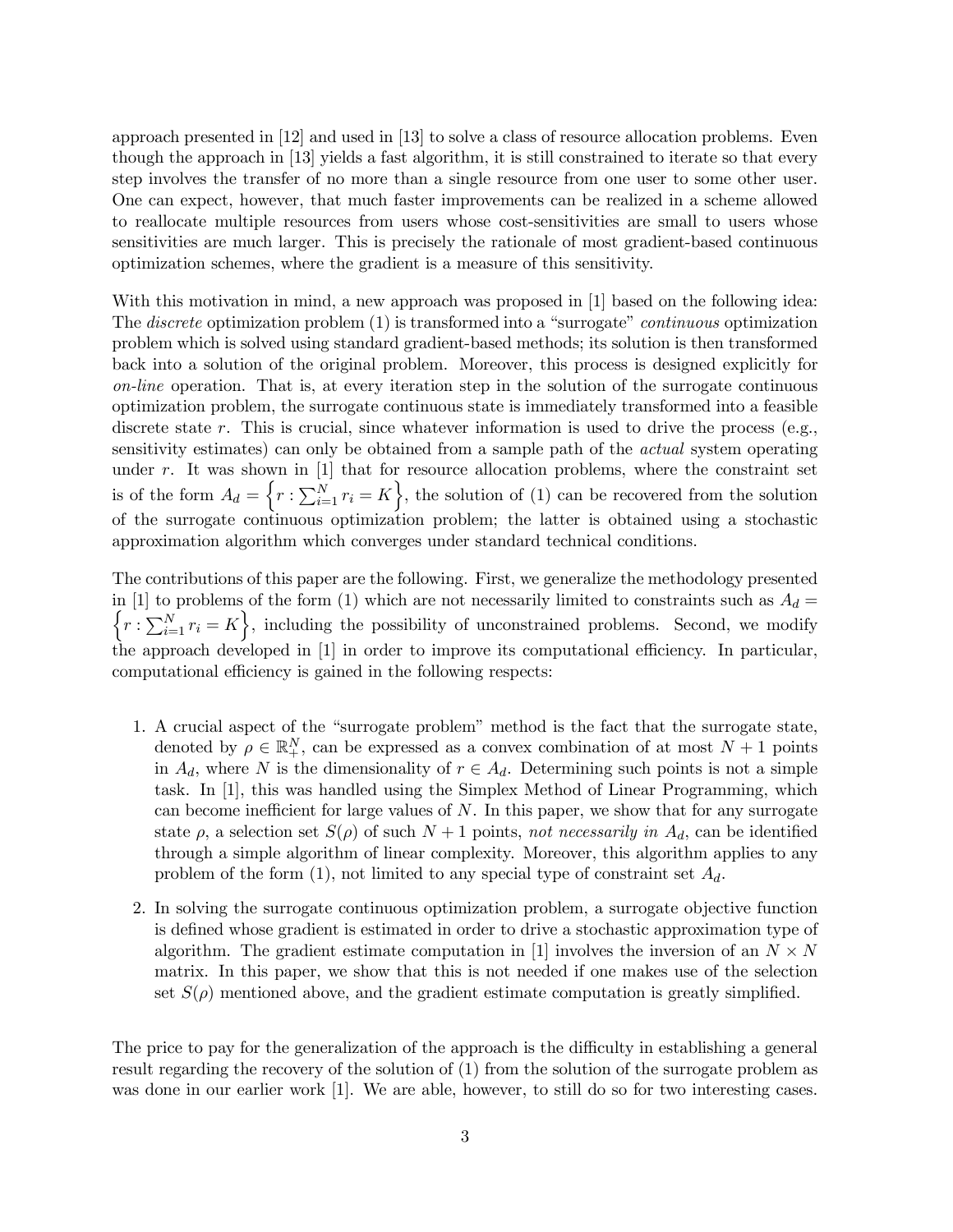approach presented in [12] and used in [13] to solve a class of resource allocation problems. Even though the approach in [13] yields a fast algorithm, it is still constrained to iterate so that every step involves the transfer of no more than a single resource from one user to some other user. One can expect, however, that much faster improvements can be realized in a scheme allowed to reallocate multiple resources from users whose cost-sensitivities are small to users whose sensitivities are much larger. This is precisely the rationale of most gradient-based continuous optimization schemes, where the gradient is a measure of this sensitivity.

With this motivation in mind, a new approach was proposed in [1] based on the following idea: The *discrete* optimization problem (1) is transformed into a "surrogate" *continuous* optimization problem which is solved using standard gradient-based methods; its solution is then transformed back into a solution of the original problem. Moreover, this process is designed explicitly for *on-line* operation. That is, at every iteration step in the solution of the surrogate continuous optimization problem, the surrogate continuous state is immediately transformed into a feasible discrete state $r$. This is crucial, since whatever information is used to drive the process (e.g., sensitivity estimates) can only be obtained from a sample path of the *actual* system operating under $r$. It was shown in [1] that for resource allocation problems, where the constraint set is of the form $A_d = \left\{ r : \sum_{i=1}^{N} r_i = K \right\}$, the solution of (1) can be recovered from the solution of the surrogate continuous optimization problem; the latter is obtained using a stochastic approximation algorithm which converges under standard technical conditions.

The contributions of this paper are the following. First, we generalize the methodology presented in [1] to problems of the form (1) which are not necessarily limited to constraints such as $A_d = \left\{ r : \sum_{i=1}^{N} r_i = K \right\}$, including the possibility of unconstrained problems. Second, we modify the approach developed in [1] in order to improve its computational efficiency. In particular, computational efficiency is gained in the following respects:

1. A crucial aspect of the "surrogate problem" method is the fact that the surrogate state, denoted by $\rho \in \mathbb{R}_+^N$, can be expressed as a convex combination of at most $N+1$ points in $A_d$, where $N$ is the dimensionality of $r \in A_d$. Determining such points is not a simple task. In [1], this was handled using the Simplex Method of Linear Programming, which can become inefficient for large values of $N$. In this paper, we show that for any surrogate state $\rho$, a selection set $S(\rho)$ of such $N+1$ points, *not necessarily in* $A_d$, can be identified through a simple algorithm of linear complexity. Moreover, this algorithm applies to any problem of the form (1), not limited to any special type of constraint set $A_d$.

2. In solving the surrogate continuous optimization problem, a surrogate objective function is defined whose gradient is estimated in order to drive a stochastic approximation type of algorithm. The gradient estimate computation in [1] involves the inversion of an $N \times N$ matrix. In this paper, we show that this is not needed if one makes use of the selection set $S(\rho)$ mentioned above, and the gradient estimate computation is greatly simplified.

The price to pay for the generalization of the approach is the difficulty in establishing a general result regarding the recovery of the solution of (1) from the solution of the surrogate problem as was done in our earlier work [1]. We are able, however, to still do so for two interesting cases.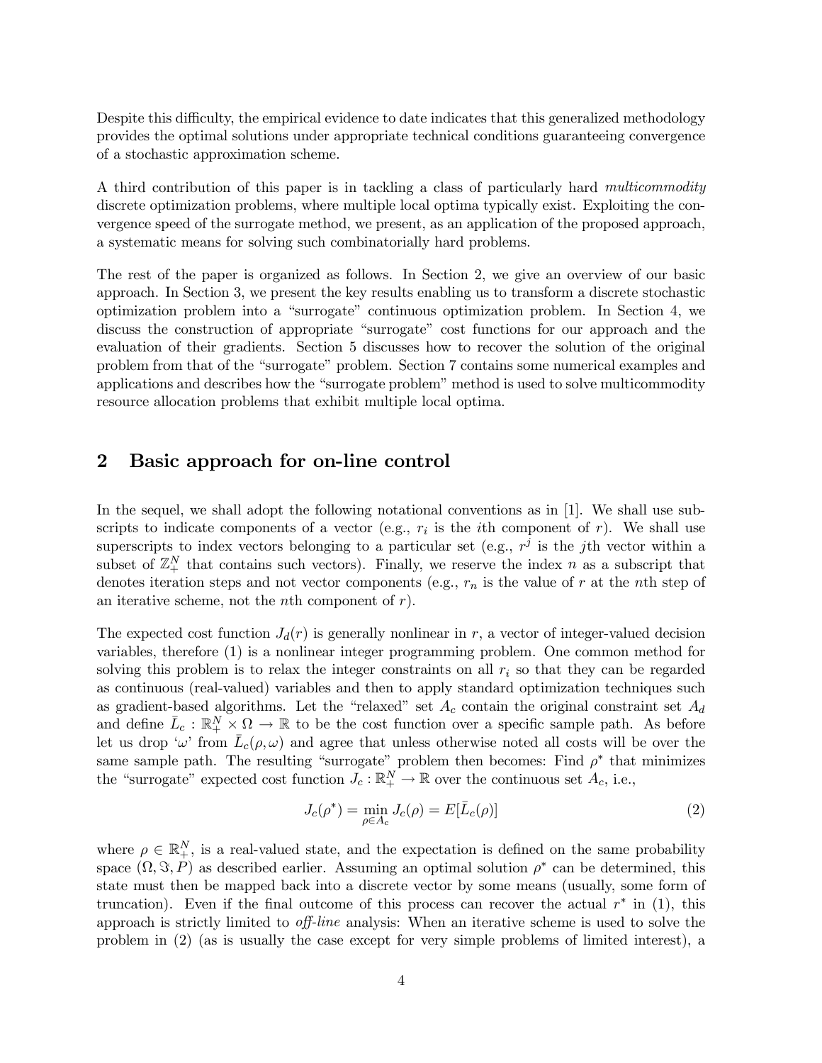Despite this difficulty, the empirical evidence to date indicates that this generalized methodology provides the optimal solutions under appropriate technical conditions guaranteeing convergence of a stochastic approximation scheme.

A third contribution of this paper is in tackling a class of particularly hard *multicommodity* discrete optimization problems, where multiple local optima typically exist. Exploiting the convergence speed of the surrogate method, we present, as an application of the proposed approach, a systematic means for solving such combinatorially hard problems.

The rest of the paper is organized as follows. In Section 2, we give an overview of our basic approach. In Section 3, we present the key results enabling us to transform a discrete stochastic optimization problem into a "surrogate" continuous optimization problem. In Section 4, we discuss the construction of appropriate "surrogate" cost functions for our approach and the evaluation of their gradients. Section 5 discusses how to recover the solution of the original problem from that of the "surrogate" problem. Section 7 contains some numerical examples and applications and describes how the "surrogate problem" method is used to solve multicommodity resource allocation problems that exhibit multiple local optima.

## 2 Basic approach for on-line control

In the sequel, we shall adopt the following notational conventions as in [1]. We shall use subscripts to indicate components of a vector (e.g., $r_i$ is the $i$th component of $r$). We shall use superscripts to index vectors belonging to a particular set (e.g., $r^j$ is the $j$th vector within a subset of $\mathbb{Z}_+^N$ that contains such vectors). Finally, we reserve the index $n$ as a subscript that denotes iteration steps and not vector components (e.g., $r_n$ is the value of $r$ at the $n$th step of an iterative scheme, not the $n$th component of $r$).

The expected cost function $J_d(r)$ is generally nonlinear in $r$, a vector of integer-valued decision variables, therefore (1) is a nonlinear integer programming problem. One common method for solving this problem is to relax the integer constraints on all $r_i$ so that they can be regarded as continuous (real-valued) variables and then to apply standard optimization techniques such as gradient-based algorithms. Let the "relaxed" set $A_c$ contain the original constraint set $A_d$ and define $\bar{L}_c : \mathbb{R}_+^N \times \Omega \to \mathbb{R}$ to be the cost function over a specific sample path. As before let us drop '$\omega$' from $\bar{L}_c(\rho, \omega)$ and agree that unless otherwise noted all costs will be over the same sample path. The resulting "surrogate" problem then becomes: Find $\rho^*$ that minimizes the "surrogate" expected cost function $J_c : \mathbb{R}_+^N \to \mathbb{R}$ over the continuous set $A_c$, i.e.,

$$J_c(\rho^*) = \min_{\rho \in A_c} J_c(\rho) = E[\bar{L}_c(\rho)] \tag{2}$$

where $\rho \in \mathbb{R}_+^N$, is a real-valued state, and the expectation is defined on the same probability space $(\Omega, \Im, P)$ as described earlier. Assuming an optimal solution $\rho^*$ can be determined, this state must then be mapped back into a discrete vector by some means (usually, some form of truncation). Even if the final outcome of this process can recover the actual $r^*$ in (1), this approach is strictly limited to *off-line* analysis: When an iterative scheme is used to solve the problem in (2) (as is usually the case except for very simple problems of limited interest), a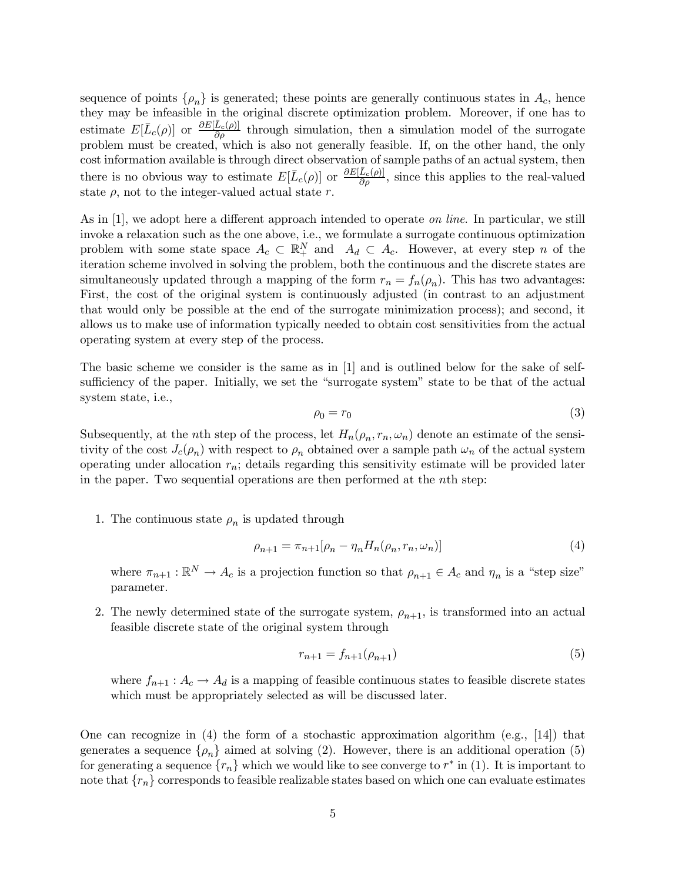sequence of points $\{\rho_n\}$ is generated; these points are generally continuous states in $A_c$, hence they may be infeasible in the original discrete optimization problem. Moreover, if one has to estimate $E[\bar{L}_c(\rho)]$ or $\frac{\partial E[\bar{L}_c(\rho)]}{\partial \rho}$ through simulation, then a simulation model of the surrogate problem must be created, which is also not generally feasible. If, on the other hand, the only cost information available is through direct observation of sample paths of an actual system, then there is no obvious way to estimate $E[\bar{L}_c(\rho)]$ or $\frac{\partial E[\bar{L}_c(\rho)]}{\partial \rho}$, since this applies to the real-valued state $\rho$, not to the integer-valued actual state $r$.

As in [1], we adopt here a different approach intended to operate *on line*. In particular, we still invoke a relaxation such as the one above, i.e., we formulate a surrogate continuous optimization problem with some state space $A_c \subset \mathbb{R}_+^N$ and $A_d \subset A_c$. However, at every step $n$ of the iteration scheme involved in solving the problem, both the continuous and the discrete states are simultaneously updated through a mapping of the form $r_n = f_n(\rho_n)$. This has two advantages: First, the cost of the original system is continuously adjusted (in contrast to an adjustment that would only be possible at the end of the surrogate minimization process); and second, it allows us to make use of information typically needed to obtain cost sensitivities from the actual operating system at every step of the process.

The basic scheme we consider is the same as in [1] and is outlined below for the sake of self-sufficiency of the paper. Initially, we set the "surrogate system" state to be that of the actual system state, i.e.,

$$\rho_0 = r_0 \tag{3}$$

Subsequently, at the $n$th step of the process, let $H_n(\rho_n, r_n, \omega_n)$ denote an estimate of the sensitivity of the cost $J_c(\rho_n)$ with respect to $\rho_n$ obtained over a sample path $\omega_n$ of the actual system operating under allocation $r_n$; details regarding this sensitivity estimate will be provided later in the paper. Two sequential operations are then performed at the $n$th step:

1. The continuous state $\rho_n$ is updated through

$$\rho_{n+1} = \pi_{n+1}[\rho_n - \eta_n H_n(\rho_n, r_n, \omega_n)] \tag{4}$$

   where $\pi_{n+1} : \mathbb{R}^N \to A_c$ is a projection function so that $\rho_{n+1} \in A_c$ and $\eta_n$ is a "step size" parameter.

2. The newly determined state of the surrogate system, $\rho_{n+1}$, is transformed into an actual feasible discrete state of the original system through

$$r_{n+1} = f_{n+1}(\rho_{n+1}) \tag{5}$$

   where $f_{n+1} : A_c \to A_d$ is a mapping of feasible continuous states to feasible discrete states which must be appropriately selected as will be discussed later.

One can recognize in (4) the form of a stochastic approximation algorithm (e.g., [14]) that generates a sequence $\{\rho_n\}$ aimed at solving (2). However, there is an additional operation (5) for generating a sequence $\{r_n\}$ which we would like to see converge to $r^*$ in (1). It is important to note that $\{r_n\}$ corresponds to feasible realizable states based on which one can evaluate estimates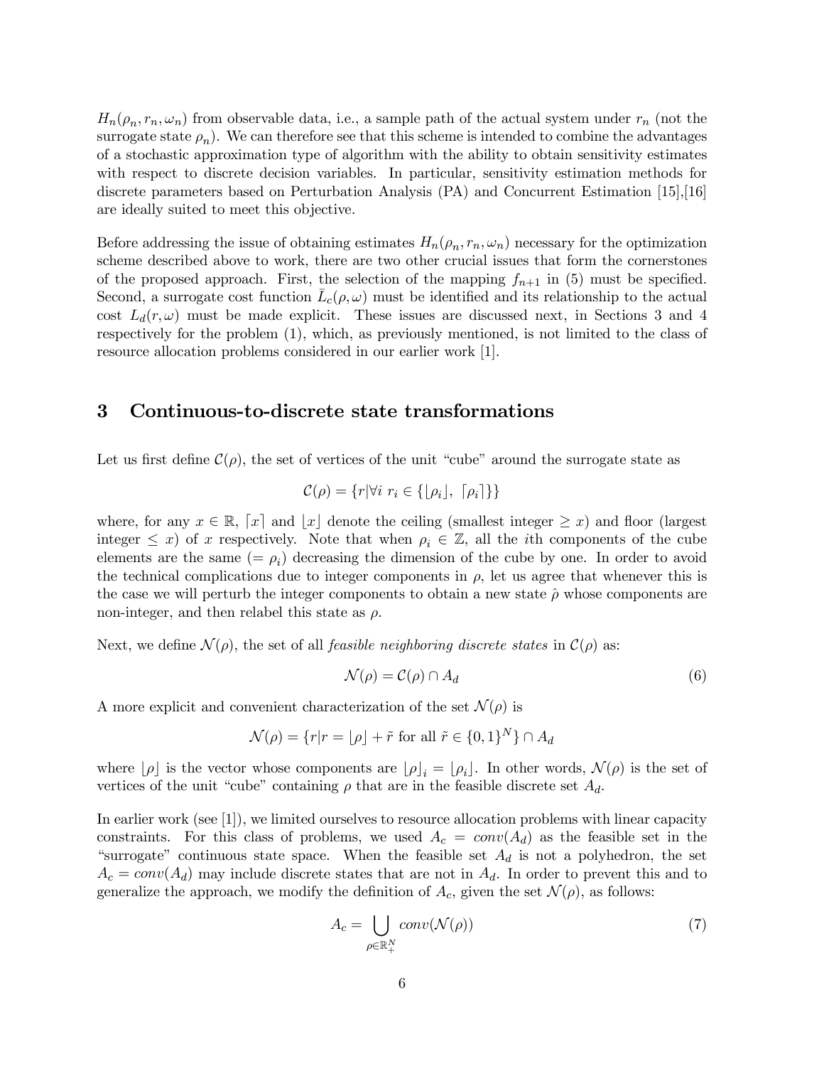$H_n(\rho_n, r_n, \omega_n)$ from observable data, i.e., a sample path of the actual system under $r_n$ (not the surrogate state $\rho_n$). We can therefore see that this scheme is intended to combine the advantages of a stochastic approximation type of algorithm with the ability to obtain sensitivity estimates with respect to discrete decision variables. In particular, sensitivity estimation methods for discrete parameters based on Perturbation Analysis (PA) and Concurrent Estimation [15],[16] are ideally suited to meet this objective.

Before addressing the issue of obtaining estimates $H_n(\rho_n, r_n, \omega_n)$ necessary for the optimization scheme described above to work, there are two other crucial issues that form the cornerstones of the proposed approach. First, the selection of the mapping $f_{n+1}$ in (5) must be specified. Second, a surrogate cost function $\bar{L}_c(\rho, \omega)$ must be identified and its relationship to the actual cost $L_d(r, \omega)$ must be made explicit. These issues are discussed next, in Sections 3 and 4 respectively for the problem (1), which, as previously mentioned, is not limited to the class of resource allocation problems considered in our earlier work [1].

## 3 Continuous-to-discrete state transformations

Let us first define $\mathcal{C}(\rho)$, the set of vertices of the unit "cube" around the surrogate state as

$$\mathcal{C}(\rho) = \{r | \forall i \; r_i \in \{\lfloor \rho_i \rfloor, \; \lceil \rho_i \rceil\}\}$$

where, for any $x \in \mathbb{R}$, $\lceil x \rceil$ and $\lfloor x \rfloor$ denote the ceiling (smallest integer $\geq x$) and floor (largest integer $\leq x$) of $x$ respectively. Note that when $\rho_i \in \mathbb{Z}$, all the $i$th components of the cube elements are the same ($= \rho_i$) decreasing the dimension of the cube by one. In order to avoid the technical complications due to integer components in $\rho$, let us agree that whenever this is the case we will perturb the integer components to obtain a new state $\hat{\rho}$ whose components are non-integer, and then relabel this state as $\rho$.

Next, we define $\mathcal{N}(\rho)$, the set of all *feasible neighboring discrete states* in $\mathcal{C}(\rho)$ as:

$$\mathcal{N}(\rho) = \mathcal{C}(\rho) \cap A_d \tag{6}$$

A more explicit and convenient characterization of the set $\mathcal{N}(\rho)$ is

$$\mathcal{N}(\rho) = \{r | r = \lfloor \rho \rfloor + \tilde{r} \text{ for all } \tilde{r} \in \{0, 1\}^N\} \cap A_d$$

where $\lfloor \rho \rfloor$ is the vector whose components are $\lfloor \rho \rfloor_i = \lfloor \rho_i \rfloor$. In other words, $\mathcal{N}(\rho)$ is the set of vertices of the unit "cube" containing $\rho$ that are in the feasible discrete set $A_d$.

In earlier work (see [1]), we limited ourselves to resource allocation problems with linear capacity constraints. For this class of problems, we used $A_c = conv(A_d)$ as the feasible set in the "surrogate" continuous state space. When the feasible set $A_d$ is not a polyhedron, the set $A_c = conv(A_d)$ may include discrete states that are not in $A_d$. In order to prevent this and to generalize the approach, we modify the definition of $A_c$, given the set $\mathcal{N}(\rho)$, as follows:

$$A_c = \bigcup_{\rho \in \mathbb{R}_+^N} conv(\mathcal{N}(\rho)) \tag{7}$$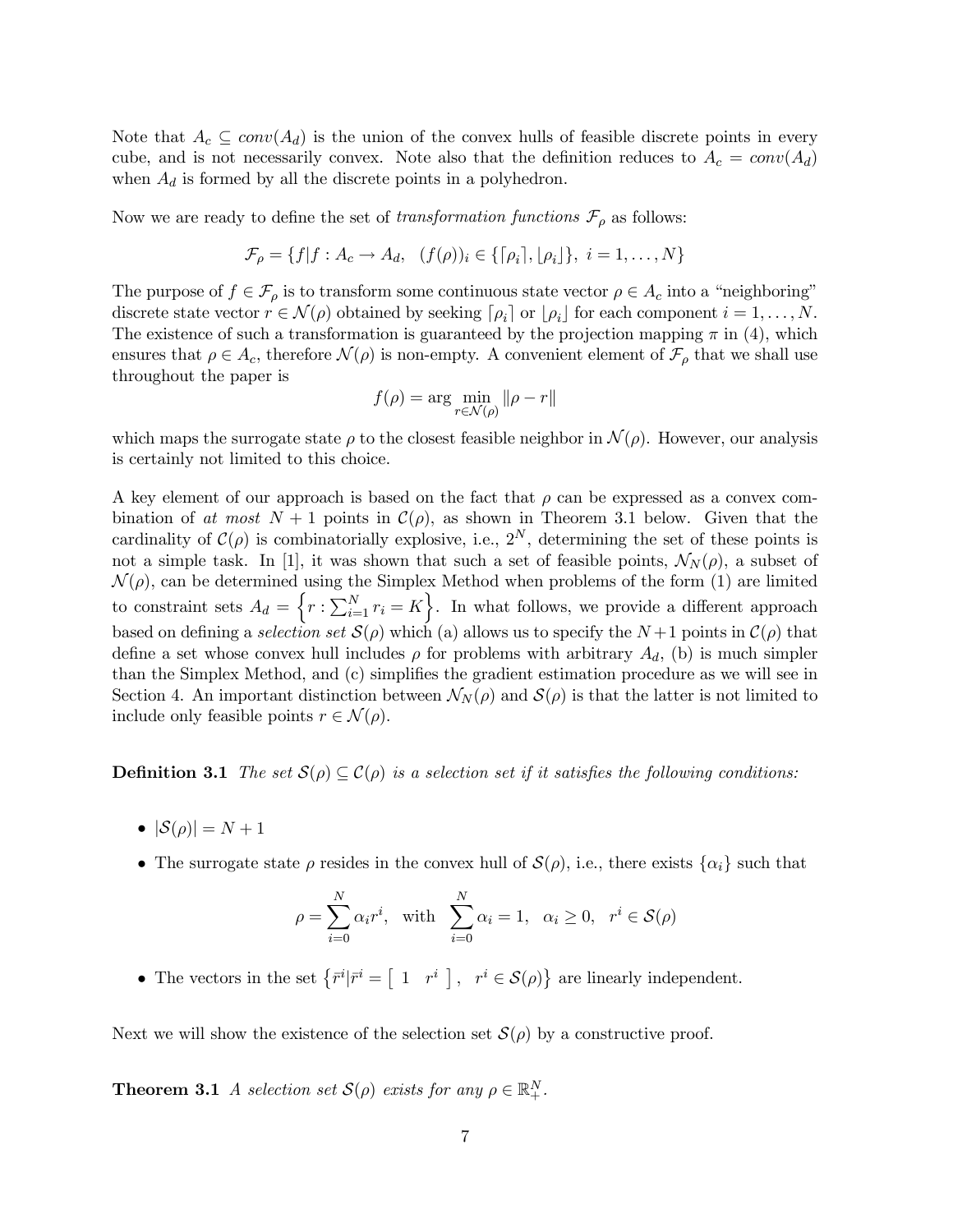Note that $A_c \subseteq conv(A_d)$ is the union of the convex hulls of feasible discrete points in every cube, and is not necessarily convex. Note also that the definition reduces to $A_c = conv(A_d)$ when $A_d$ is formed by all the discrete points in a polyhedron.

Now we are ready to define the set of *transformation functions* $\mathcal{F}_\rho$ as follows:

$$\mathcal{F}_\rho = \{f | f : A_c \rightarrow A_d, \ \ (f(\rho))_i \in \{\lceil \rho_i \rceil, \lfloor \rho_i \rfloor\}, \ i = 1, \ldots, N\}$$

The purpose of $f \in \mathcal{F}_\rho$ is to transform some continuous state vector $\rho \in A_c$ into a "neighboring" discrete state vector $r \in \mathcal{N}(\rho)$ obtained by seeking $\lceil \rho_i \rceil$ or $\lfloor \rho_i \rfloor$ for each component $i = 1, \ldots, N$. The existence of such a transformation is guaranteed by the projection mapping $\pi$ in (4), which ensures that $\rho \in A_c$, therefore $\mathcal{N}(\rho)$ is non-empty. A convenient element of $\mathcal{F}_\rho$ that we shall use throughout the paper is

$$f(\rho) = \arg \min_{r \in \mathcal{N}(\rho)} \|\rho - r\|$$

which maps the surrogate state $\rho$ to the closest feasible neighbor in $\mathcal{N}(\rho)$. However, our analysis is certainly not limited to this choice.

A key element of our approach is based on the fact that $\rho$ can be expressed as a convex combination of *at most* $N+1$ points in $\mathcal{C}(\rho)$, as shown in Theorem 3.1 below. Given that the cardinality of $\mathcal{C}(\rho)$ is combinatorially explosive, i.e., $2^N$, determining the set of these points is not a simple task. In [1], it was shown that such a set of feasible points, $\mathcal{N}_N(\rho)$, a subset of $\mathcal{N}(\rho)$, can be determined using the Simplex Method when problems of the form (1) are limited to constraint sets $A_d = \left\{ r : \sum_{i=1}^N r_i = K \right\}$. In what follows, we provide a different approach based on defining a *selection set* $\mathcal{S}(\rho)$ which (a) allows us to specify the $N+1$ points in $\mathcal{C}(\rho)$ that define a set whose convex hull includes $\rho$ for problems with arbitrary $A_d$, (b) is much simpler than the Simplex Method, and (c) simplifies the gradient estimation procedure as we will see in Section 4. An important distinction between $\mathcal{N}_N(\rho)$ and $\mathcal{S}(\rho)$ is that the latter is not limited to include only feasible points $r \in \mathcal{N}(\rho)$.

**Definition 3.1** *The set $\mathcal{S}(\rho) \subseteq \mathcal{C}(\rho)$ is a selection set if it satisfies the following conditions:*

- $|\mathcal{S}(\rho)| = N + 1$
- The surrogate state $\rho$ resides in the convex hull of $\mathcal{S}(\rho)$, i.e., there exists $\{\alpha_i\}$ such that

$$\rho = \sum_{i=0}^{N} \alpha_i r^i, \ \ \text{with} \ \ \sum_{i=0}^{N} \alpha_i = 1, \ \ \alpha_i \geq 0, \ \ r^i \in \mathcal{S}(\rho)$$

- The vectors in the set $\left\{ \bar{r}^i | \bar{r}^i = \begin{bmatrix} 1 & r^i \end{bmatrix}, \ r^i \in \mathcal{S}(\rho) \right\}$ are linearly independent.

Next we will show the existence of the selection set $\mathcal{S}(\rho)$ by a constructive proof.

**Theorem 3.1** *A selection set $\mathcal{S}(\rho)$ exists for any $\rho \in \mathbb{R}_+^N$.*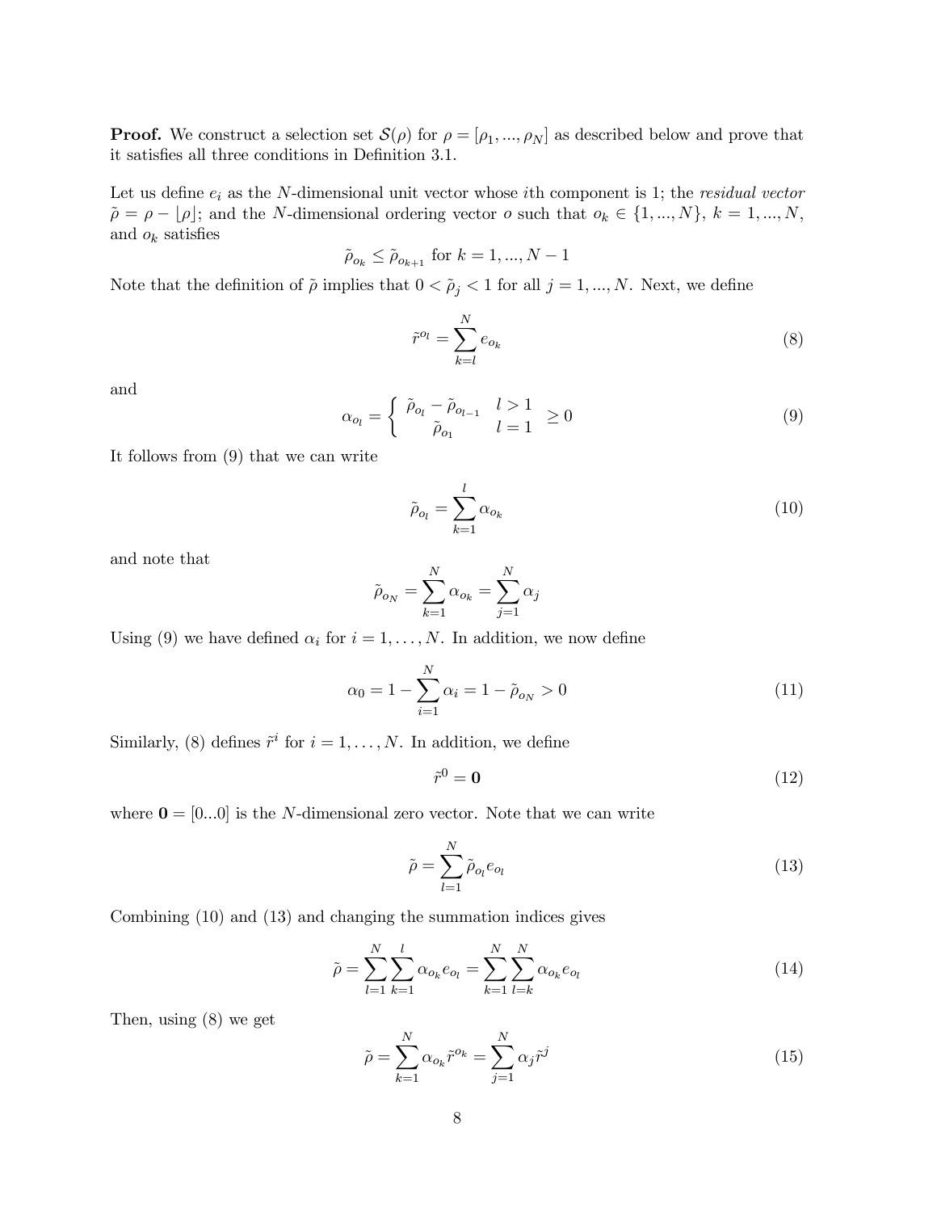**Proof.** We construct a selection set $\mathcal{S}(\rho)$ for $\rho = [\rho_1, ..., \rho_N]$ as described below and prove that it satisfies all three conditions in Definition 3.1.

Let us define $e_i$ as the $N$-dimensional unit vector whose $i$th component is 1; the *residual vector* $\tilde{\rho} = \rho - \lfloor \rho \rfloor$; and the $N$-dimensional ordering vector $o$ such that $o_k \in \{1, ..., N\}$, $k = 1, ..., N$, and $o_k$ satisfies

$$\tilde{\rho}_{o_k} \leq \tilde{\rho}_{o_{k+1}} \text{ for } k = 1, ..., N-1$$

Note that the definition of $\tilde{\rho}$ implies that $0 < \tilde{\rho}_j < 1$ for all $j = 1, ..., N$. Next, we define

$$\tilde{r}^{o_l} = \sum_{k=l}^{N} e_{o_k} \tag{8}$$

and

$$\alpha_{o_l} = \begin{cases} \tilde{\rho}_{o_l} - \tilde{\rho}_{o_{l-1}} & l > 1 \\ \tilde{\rho}_{o_1} & l = 1 \end{cases} \geq 0 \tag{9}$$

It follows from (9) that we can write

$$\tilde{\rho}_{o_l} = \sum_{k=1}^{l} \alpha_{o_k} \tag{10}$$

and note that

$$\tilde{\rho}_{o_N} = \sum_{k=1}^{N} \alpha_{o_k} = \sum_{j=1}^{N} \alpha_j$$

Using (9) we have defined $\alpha_i$ for $i = 1, \ldots, N$. In addition, we now define

$$\alpha_0 = 1 - \sum_{i=1}^{N} \alpha_i = 1 - \tilde{\rho}_{o_N} > 0 \tag{11}$$

Similarly, (8) defines $\tilde{r}^i$ for $i = 1, \ldots, N$. In addition, we define

$$\tilde{r}^0 = \mathbf{0} \tag{12}$$

where $\mathbf{0} = [0...0]$ is the $N$-dimensional zero vector. Note that we can write

$$\tilde{\rho} = \sum_{l=1}^{N} \tilde{\rho}_{o_l} e_{o_l} \tag{13}$$

Combining (10) and (13) and changing the summation indices gives

$$\tilde{\rho} = \sum_{l=1}^{N} \sum_{k=1}^{l} \alpha_{o_k} e_{o_l} = \sum_{k=1}^{N} \sum_{l=k}^{N} \alpha_{o_k} e_{o_l} \tag{14}$$

Then, using (8) we get

$$\tilde{\rho} = \sum_{k=1}^{N} \alpha_{o_k} \tilde{r}^{o_k} = \sum_{j=1}^{N} \alpha_j \tilde{r}^j \tag{15}$$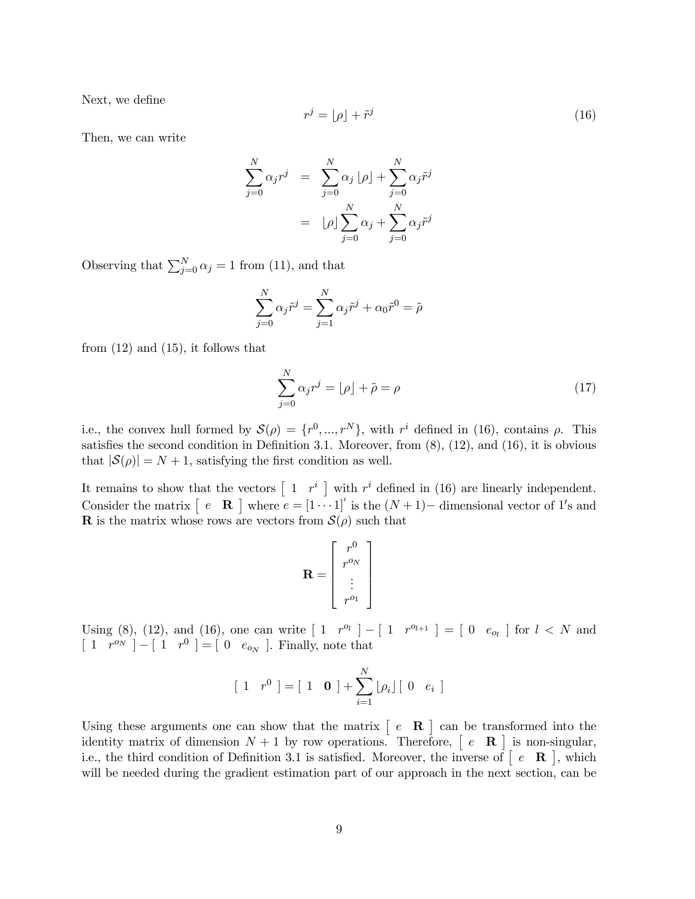Next, we define

$$r^j = \lfloor \rho \rfloor + \tilde{r}^j \tag{16}$$

Then, we can write

$$\begin{aligned}
\sum_{j=0}^{N} \alpha_j r^j &= \sum_{j=0}^{N} \alpha_j \lfloor \rho \rfloor + \sum_{j=0}^{N} \alpha_j \tilde{r}^j \\
&= \lfloor \rho \rfloor \sum_{j=0}^{N} \alpha_j + \sum_{j=0}^{N} \alpha_j \tilde{r}^j
\end{aligned}$$

Observing that $\sum_{j=0}^{N} \alpha_j = 1$ from (11), and that

$$\sum_{j=0}^{N} \alpha_j \tilde{r}^j = \sum_{j=1}^{N} \alpha_j \tilde{r}^j + \alpha_0 \tilde{r}^0 = \tilde{\rho}$$

from (12) and (15), it follows that

$$\sum_{j=0}^{N} \alpha_j r^j = \lfloor \rho \rfloor + \tilde{\rho} = \rho \tag{17}$$

i.e., the convex hull formed by $\mathcal{S}(\rho) = \{r^0, ..., r^N\}$, with $r^i$ defined in (16), contains $\rho$. This satisfies the second condition in Definition 3.1. Moreover, from (8), (12), and (16), it is obvious that $|\mathcal{S}(\rho)| = N + 1$, satisfying the first condition as well.

It remains to show that the vectors $\left[ \begin{array}{cc} 1 & r^i \end{array} \right]$ with $r^i$ defined in (16) are linearly independent. Consider the matrix $\left[ \begin{array}{cc} e & \mathbf{R} \end{array} \right]$ where $e = [1 \cdots 1]'$ is the $(N+1)-$ dimensional vector of $1'$s and $\mathbf{R}$ is the matrix whose rows are vectors from $\mathcal{S}(\rho)$ such that

$$\mathbf{R} = \left[ \begin{array}{c} r^0 \\ r^{o_N} \\ \vdots \\ r^{o_1} \end{array} \right]$$

Using (8), (12), and (16), one can write $\left[ \begin{array}{cc} 1 & r^{o_l} \end{array} \right] - \left[ \begin{array}{cc} 1 & r^{o_{l+1}} \end{array} \right] = \left[ \begin{array}{cc} 0 & e_{o_l} \end{array} \right]$ for $l < N$ and $\left[ \begin{array}{cc} 1 & r^{o_N} \end{array} \right] - \left[ \begin{array}{cc} 1 & r^0 \end{array} \right] = \left[ \begin{array}{cc} 0 & e_{o_N} \end{array} \right]$. Finally, note that

$$\left[ \begin{array}{cc} 1 & r^0 \end{array} \right] = \left[ \begin{array}{cc} 1 & \mathbf{0} \end{array} \right] + \sum_{i=1}^{N} \lfloor \rho_i \rfloor \left[ \begin{array}{cc} 0 & e_i \end{array} \right]$$

Using these arguments one can show that the matrix $\left[ \begin{array}{cc} e & \mathbf{R} \end{array} \right]$ can be transformed into the identity matrix of dimension $N + 1$ by row operations. Therefore, $\left[ \begin{array}{cc} e & \mathbf{R} \end{array} \right]$ is non-singular, i.e., the third condition of Definition 3.1 is satisfied. Moreover, the inverse of $\left[ \begin{array}{cc} e & \mathbf{R} \end{array} \right]$, which will be needed during the gradient estimation part of our approach in the next section, can be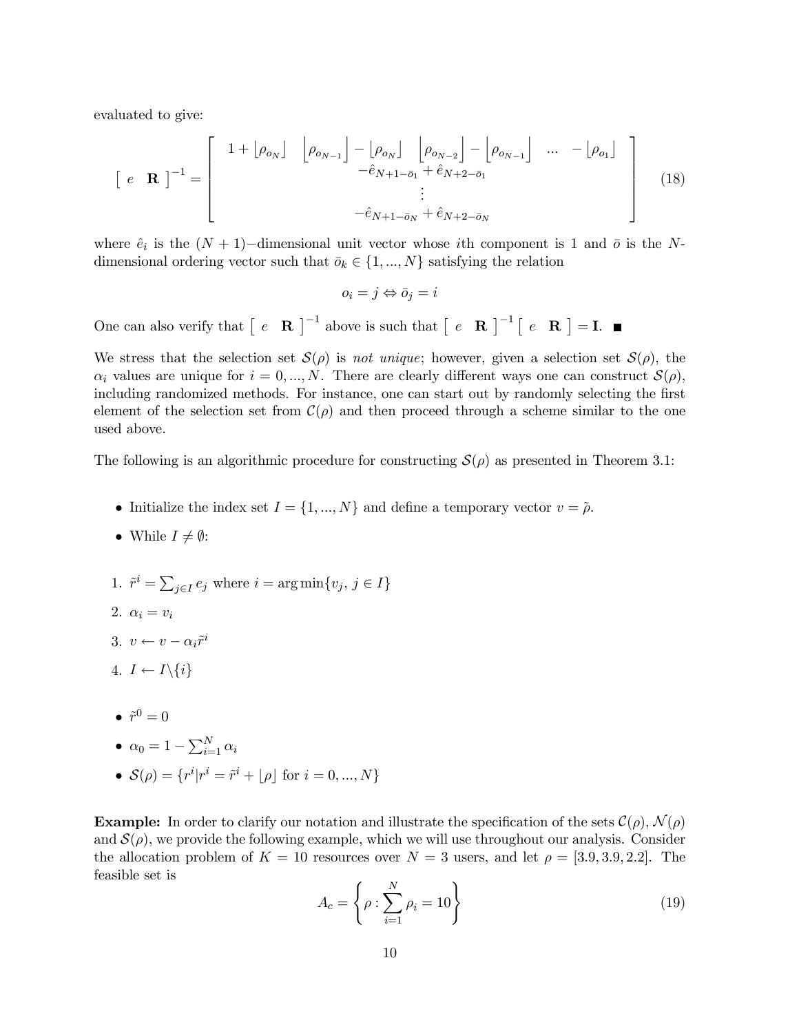evaluated to give:

$$
\left[ \begin{array}{cc} e & \mathbf{R} \end{array} \right]^{-1} = \left[ \begin{array}{c} 1 + \lfloor \rho_{o_N} \rfloor \quad \lfloor \rho_{o_{N-1}} \rfloor - \lfloor \rho_{o_N} \rfloor \quad \lfloor \rho_{o_{N-2}} \rfloor - \lfloor \rho_{o_{N-1}} \rfloor \quad \ldots \quad - \lfloor \rho_{o_1} \rfloor \\ -\hat{e}_{N+1-\bar{o}_1} + \hat{e}_{N+2-\bar{o}_1} \\ \vdots \\ -\hat{e}_{N+1-\bar{o}_N} + \hat{e}_{N+2-\bar{o}_N} \end{array} \right] \tag{18}
$$

where $\hat{e}_i$ is the $(N+1)-$dimensional unit vector whose $i$th component is 1 and $\bar{o}$ is the $N$-dimensional ordering vector such that $\bar{o}_k \in \{1, ..., N\}$ satisfying the relation

$$
o_i = j \Leftrightarrow \bar{o}_j = i
$$

One can also verify that $\left[ \begin{array}{cc} e & \mathbf{R} \end{array} \right]^{-1}$ above is such that $\left[ \begin{array}{cc} e & \mathbf{R} \end{array} \right]^{-1} \left[ \begin{array}{cc} e & \mathbf{R} \end{array} \right] = \mathbf{I}$. ∎

We stress that the selection set $\mathcal{S}(\rho)$ is *not unique*; however, given a selection set $\mathcal{S}(\rho)$, the $\alpha_i$ values are unique for $i = 0, ..., N$. There are clearly different ways one can construct $\mathcal{S}(\rho)$, including randomized methods. For instance, one can start out by randomly selecting the first element of the selection set from $\mathcal{C}(\rho)$ and then proceed through a scheme similar to the one used above.

The following is an algorithmic procedure for constructing $\mathcal{S}(\rho)$ as presented in Theorem 3.1:

- Initialize the index set $I = \{1, ..., N\}$ and define a temporary vector $v = \tilde{\rho}$.
- While $I \neq \emptyset$:

1. $\tilde{r}^i = \sum_{j \in I} e_j$ where $i = \arg\min\{v_j,\ j \in I\}$
2. $\alpha_i = v_i$
3. $v \leftarrow v - \alpha_i \tilde{r}^i$
4. $I \leftarrow I \backslash \{i\}$

- $\tilde{r}^0 = 0$
- $\alpha_0 = 1 - \sum_{i=1}^{N} \alpha_i$
- $\mathcal{S}(\rho) = \{r^i | r^i = \tilde{r}^i + \lfloor \rho \rfloor \text{ for } i = 0, ..., N\}$

**Example:** In order to clarify our notation and illustrate the specification of the sets $\mathcal{C}(\rho)$, $\mathcal{N}(\rho)$ and $\mathcal{S}(\rho)$, we provide the following example, which we will use throughout our analysis. Consider the allocation problem of $K = 10$ resources over $N = 3$ users, and let $\rho = [3.9, 3.9, 2.2]$. The feasible set is

$$
A_c = \left\{ \rho : \sum_{i=1}^{N} \rho_i = 10 \right\} \tag{19}
$$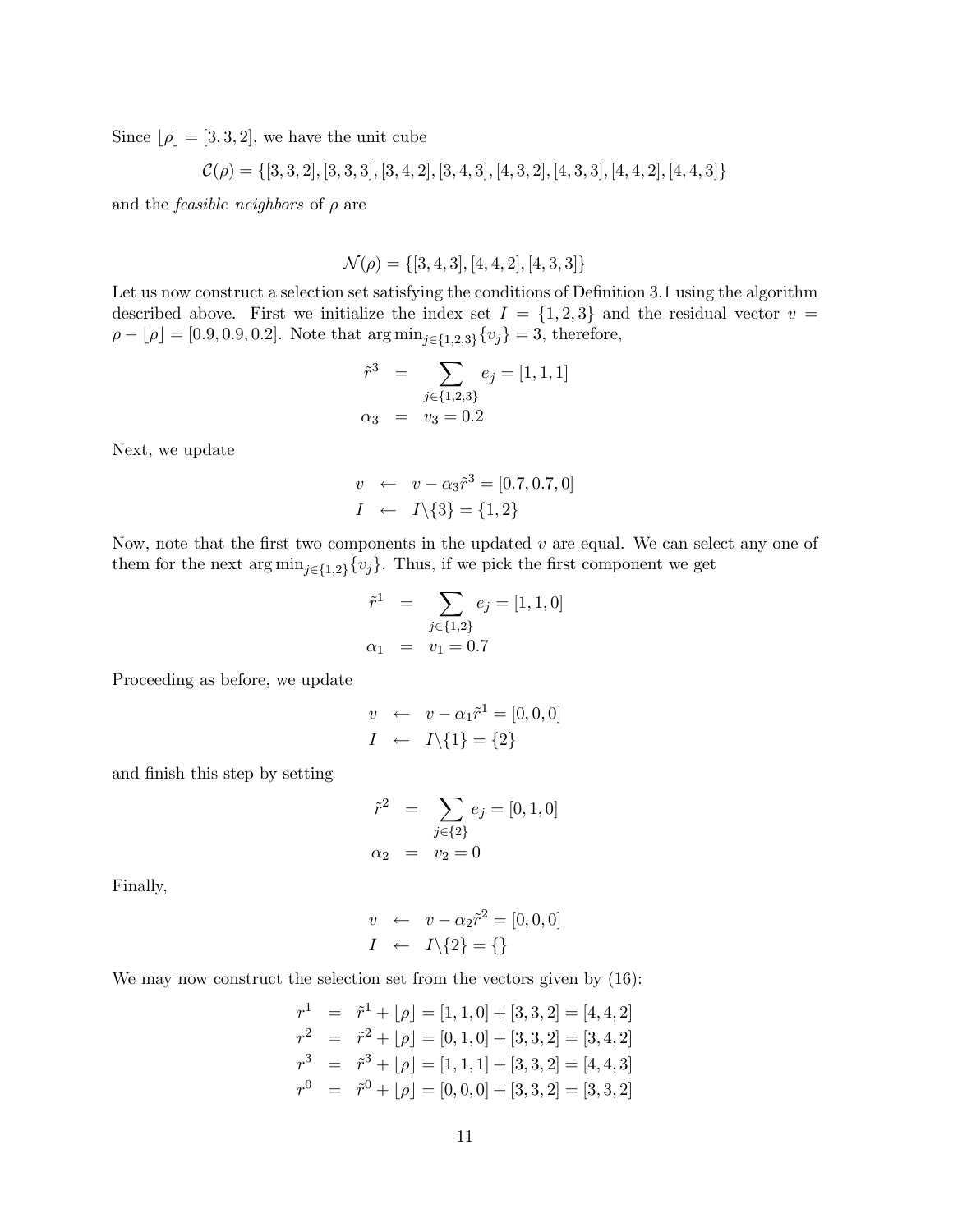Since $\lfloor \rho \rfloor = [3, 3, 2]$, we have the unit cube

$$\mathcal{C}(\rho) = \{[3,3,2], [3,3,3], [3,4,2], [3,4,3], [4,3,2], [4,3,3], [4,4,2], [4,4,3]\}$$

and the *feasible neighbors* of $\rho$ are

$$\mathcal{N}(\rho) = \{[3,4,3], [4,4,2], [4,3,3]\}$$

Let us now construct a selection set satisfying the conditions of Definition 3.1 using the algorithm described above. First we initialize the index set $I = \{1, 2, 3\}$ and the residual vector $v = \rho - \lfloor \rho \rfloor = [0.9, 0.9, 0.2]$. Note that $\arg\min_{j \in \{1,2,3\}} \{v_j\} = 3$, therefore,

$$\begin{aligned}
\tilde{r}^3 &= \sum_{j \in \{1,2,3\}} e_j = [1, 1, 1] \\
\alpha_3 &= v_3 = 0.2
\end{aligned}$$

Next, we update

$$\begin{aligned}
v &\leftarrow v - \alpha_3 \tilde{r}^3 = [0.7, 0.7, 0] \\
I &\leftarrow I \backslash \{3\} = \{1, 2\}
\end{aligned}$$

Now, note that the first two components in the updated $v$ are equal. We can select any one of them for the next $\arg\min_{j \in \{1,2\}} \{v_j\}$. Thus, if we pick the first component we get

$$\begin{aligned}
\tilde{r}^1 &= \sum_{j \in \{1,2\}} e_j = [1, 1, 0] \\
\alpha_1 &= v_1 = 0.7
\end{aligned}$$

Proceeding as before, we update

$$\begin{aligned}
v &\leftarrow v - \alpha_1 \tilde{r}^1 = [0, 0, 0] \\
I &\leftarrow I \backslash \{1\} = \{2\}
\end{aligned}$$

and finish this step by setting

$$\begin{aligned}
\tilde{r}^2 &= \sum_{j \in \{2\}} e_j = [0, 1, 0] \\
\alpha_2 &= v_2 = 0
\end{aligned}$$

Finally,

$$\begin{aligned}
v &\leftarrow v - \alpha_2 \tilde{r}^2 = [0, 0, 0] \\
I &\leftarrow I \backslash \{2\} = \{\}
\end{aligned}$$

We may now construct the selection set from the vectors given by (16):

$$\begin{aligned}
r^1 &= \tilde{r}^1 + \lfloor \rho \rfloor = [1, 1, 0] + [3, 3, 2] = [4, 4, 2] \\
r^2 &= \tilde{r}^2 + \lfloor \rho \rfloor = [0, 1, 0] + [3, 3, 2] = [3, 4, 2] \\
r^3 &= \tilde{r}^3 + \lfloor \rho \rfloor = [1, 1, 1] + [3, 3, 2] = [4, 4, 3] \\
r^0 &= \tilde{r}^0 + \lfloor \rho \rfloor = [0, 0, 0] + [3, 3, 2] = [3, 3, 2]
\end{aligned}$$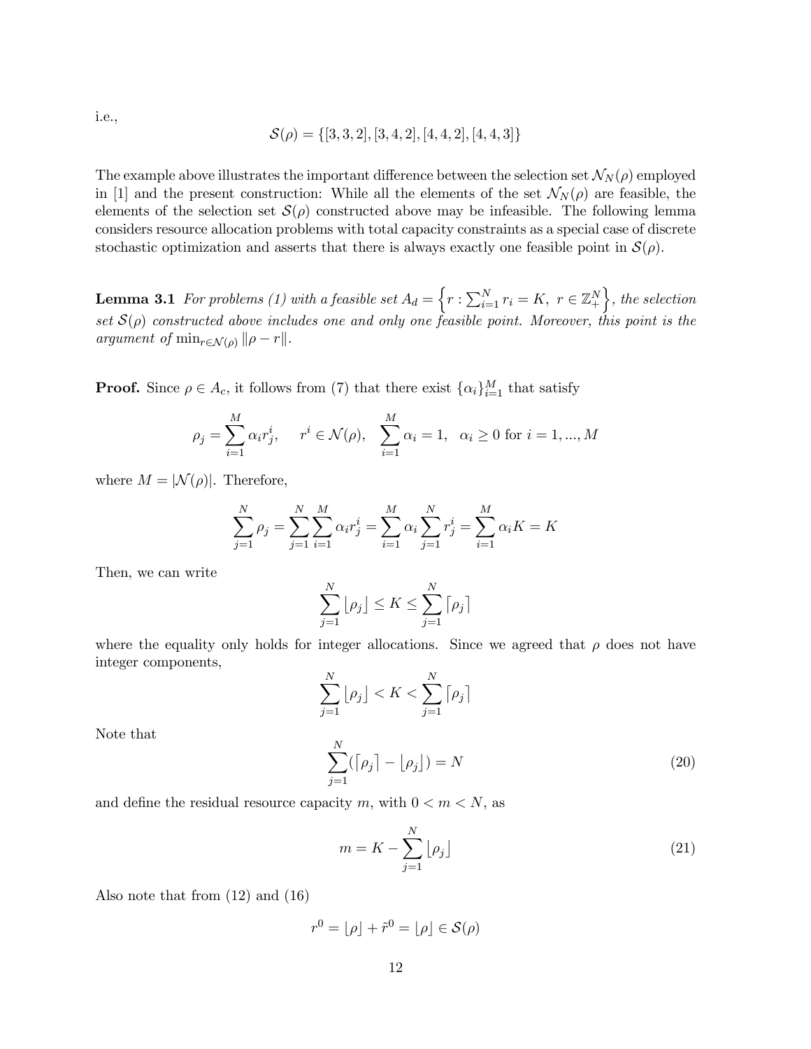i.e.,

$$\mathcal{S}(\rho) = \{[3,3,2],[3,4,2],[4,4,2],[4,4,3]\}$$

The example above illustrates the important difference between the selection set $\mathcal{N}_N(\rho)$ employed in [1] and the present construction: While all the elements of the set $\mathcal{N}_N(\rho)$ are feasible, the elements of the selection set $\mathcal{S}(\rho)$ constructed above may be infeasible. The following lemma considers resource allocation problems with total capacity constraints as a special case of discrete stochastic optimization and asserts that there is always exactly one feasible point in $\mathcal{S}(\rho)$.

**Lemma 3.1** *For problems (1) with a feasible set $A_d = \left\{ r : \sum_{i=1}^{N} r_i = K,\ r \in \mathbb{Z}_+^N \right\}$, the selection set $\mathcal{S}(\rho)$ constructed above includes one and only one feasible point. Moreover, this point is the argument of $\min_{r \in \mathcal{N}(\rho)} \|\rho - r\|$.*

**Proof.** Since $\rho \in A_c$, it follows from (7) that there exist $\{\alpha_i\}_{i=1}^{M}$ that satisfy

$$\rho_j = \sum_{i=1}^{M} \alpha_i r_j^i, \quad r^i \in \mathcal{N}(\rho), \quad \sum_{i=1}^{M} \alpha_i = 1, \quad \alpha_i \geq 0 \text{ for } i = 1, ..., M$$

where $M = |\mathcal{N}(\rho)|$. Therefore,

$$\sum_{j=1}^{N} \rho_j = \sum_{j=1}^{N} \sum_{i=1}^{M} \alpha_i r_j^i = \sum_{i=1}^{M} \alpha_i \sum_{j=1}^{N} r_j^i = \sum_{i=1}^{M} \alpha_i K = K$$

Then, we can write

$$\sum_{j=1}^{N} \lfloor \rho_j \rfloor \leq K \leq \sum_{j=1}^{N} \lceil \rho_j \rceil$$

where the equality only holds for integer allocations. Since we agreed that $\rho$ does not have integer components,

$$\sum_{j=1}^{N} \lfloor \rho_j \rfloor < K < \sum_{j=1}^{N} \lceil \rho_j \rceil$$

Note that

$$\sum_{j=1}^{N} (\lceil \rho_j \rceil - \lfloor \rho_j \rfloor) = N \tag{20}$$

and define the residual resource capacity $m$, with $0 < m < N$, as

$$m = K - \sum_{j=1}^{N} \lfloor \rho_j \rfloor \tag{21}$$

Also note that from (12) and (16)

$$r^0 = \lfloor \rho \rfloor + \tilde{r}^0 = \lfloor \rho \rfloor \in \mathcal{S}(\rho)$$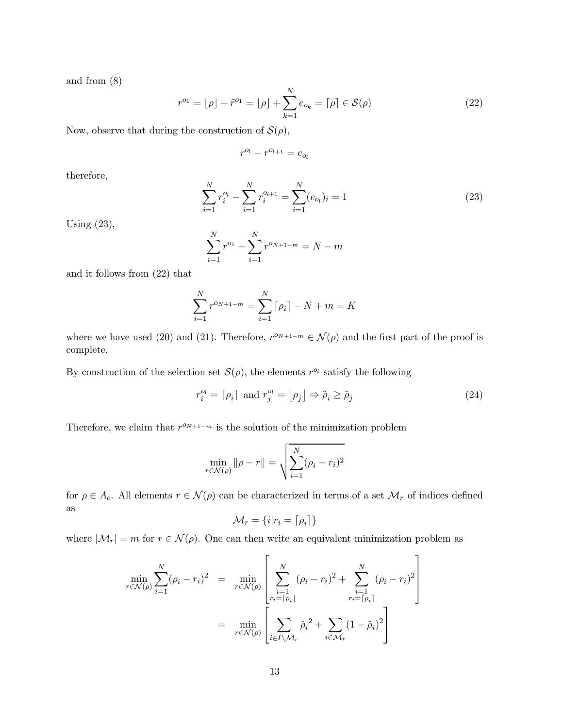and from (8)

$$
r^{o_1} = \lfloor \rho \rfloor + \tilde{r}^{o_1} = \lfloor \rho \rfloor + \sum_{k=1}^{N} e_{o_k} = \lceil \rho \rceil \in \mathcal{S}(\rho) \tag{22}
$$

Now, observe that during the construction of $\mathcal{S}(\rho)$,

$$
r^{o_l} - r^{o_{l+1}} = e_{o_l}
$$

therefore,

$$
\sum_{i=1}^{N} r_i^{o_l} - \sum_{i=1}^{N} r_i^{o_{l+1}} = \sum_{i=1}^{N} (e_{o_l})_i = 1 \tag{23}
$$

Using (23),

$$
\sum_{i=1}^{N} r^{o_1} - \sum_{i=1}^{N} r^{o_{N+1-m}} = N - m
$$

and it follows from (22) that

$$
\sum_{i=1}^{N} r^{o_{N+1-m}} = \sum_{i=1}^{N} \lceil \rho_i \rceil - N + m = K
$$

where we have used (20) and (21). Therefore, $r^{o_{N+1-m}} \in \mathcal{N}(\rho)$ and the first part of the proof is complete.

By construction of the selection set $\mathcal{S}(\rho)$, the elements $r^{o_l}$ satisfy the following

$$
r_i^{o_l} = \lceil \rho_i \rceil \text{ and } r_j^{o_l} = \lfloor \rho_j \rfloor \Rightarrow \tilde{\rho}_i \geq \tilde{\rho}_j \tag{24}
$$

Therefore, we claim that $r^{o_{N+1-m}}$ is the solution of the minimization problem

$$
\min_{r \in \mathcal{N}(\rho)} \|\rho - r\| = \sqrt{\sum_{i=1}^{N} (\rho_i - r_i)^2}
$$

for $\rho \in A_c$. All elements $r \in \mathcal{N}(\rho)$ can be characterized in terms of a set $\mathcal{M}_r$ of indices defined as

$$
\mathcal{M}_r = \{i | r_i = \lceil \rho_i \rceil\}
$$

where $|\mathcal{M}_r| = m$ for $r \in \mathcal{N}(\rho)$. One can then write an equivalent minimization problem as

$$
\begin{aligned}
\min_{r \in \mathcal{N}(\rho)} \sum_{i=1}^{N} (\rho_i - r_i)^2 &= \min_{r \in \mathcal{N}(\rho)} \left[ \sum_{\substack{i=1 \\ r_i = \lfloor \rho_i \rfloor}}^{N} (\rho_i - r_i)^2 + \sum_{\substack{i=1 \\ r_i = \lceil \rho_i \rceil}}^{N} (\rho_i - r_i)^2 \right] \\
&= \min_{r \in \mathcal{N}(\rho)} \left[ \sum_{i \in I \setminus \mathcal{M}_r} \tilde{\rho}_i{}^2 + \sum_{i \in \mathcal{M}_r} (1 - \tilde{\rho}_i)^2 \right]
\end{aligned}
$$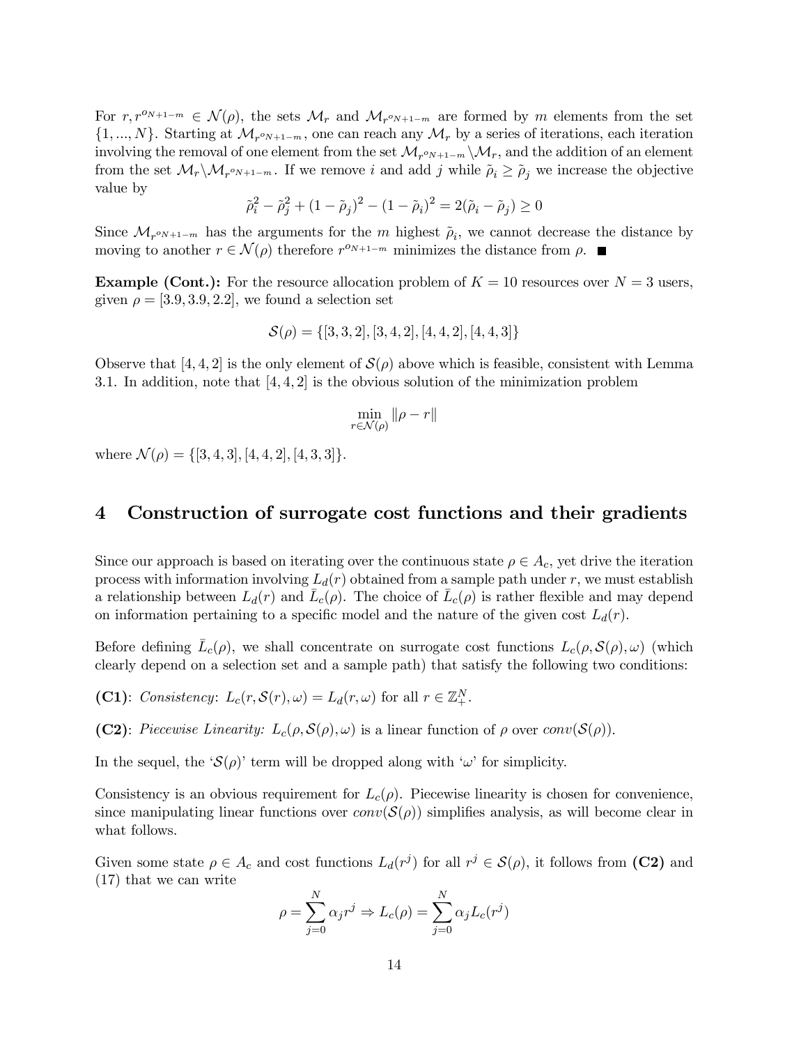For $r, r^{o_{N+1-m}} \in \mathcal{N}(\rho)$, the sets $\mathcal{M}_r$ and $\mathcal{M}_{r^{o_{N+1-m}}}$ are formed by $m$ elements from the set $\{1, ..., N\}$. Starting at $\mathcal{M}_{r^{o_{N+1-m}}}$, one can reach any $\mathcal{M}_r$ by a series of iterations, each iteration involving the removal of one element from the set $\mathcal{M}_{r^{o_{N+1-m}}} \backslash \mathcal{M}_r$, and the addition of an element from the set $\mathcal{M}_r \backslash \mathcal{M}_{r^{o_{N+1-m}}}$. If we remove $i$ and add $j$ while $\tilde{\rho}_i \geq \tilde{\rho}_j$ we increase the objective value by

$$\tilde{\rho}_i^2 - \tilde{\rho}_j^2 + (1 - \tilde{\rho}_j)^2 - (1 - \tilde{\rho}_i)^2 = 2(\tilde{\rho}_i - \tilde{\rho}_j) \geq 0$$

Since $\mathcal{M}_{r^{o_{N+1-m}}}$ has the arguments for the $m$ highest $\tilde{\rho}_i$, we cannot decrease the distance by moving to another $r \in \mathcal{N}(\rho)$ therefore $r^{o_{N+1-m}}$ minimizes the distance from $\rho$. ■

**Example (Cont.):** For the resource allocation problem of $K = 10$ resources over $N = 3$ users, given $\rho = [3.9, 3.9, 2.2]$, we found a selection set

$$\mathcal{S}(\rho) = \{[3, 3, 2], [3, 4, 2], [4, 4, 2], [4, 4, 3]\}$$

Observe that $[4, 4, 2]$ is the only element of $\mathcal{S}(\rho)$ above which is feasible, consistent with Lemma 3.1. In addition, note that $[4, 4, 2]$ is the obvious solution of the minimization problem

$$\min_{r \in \mathcal{N}(\rho)} \|\rho - r\|$$

where $\mathcal{N}(\rho) = \{[3, 4, 3], [4, 4, 2], [4, 3, 3]\}$.

# 4 Construction of surrogate cost functions and their gradients

Since our approach is based on iterating over the continuous state $\rho \in A_c$, yet drive the iteration process with information involving $L_d(r)$ obtained from a sample path under $r$, we must establish a relationship between $L_d(r)$ and $\bar{L}_c(\rho)$. The choice of $\bar{L}_c(\rho)$ is rather flexible and may depend on information pertaining to a specific model and the nature of the given cost $L_d(r)$.

Before defining $\bar{L}_c(\rho)$, we shall concentrate on surrogate cost functions $L_c(\rho, \mathcal{S}(\rho), \omega)$ (which clearly depend on a selection set and a sample path) that satisfy the following two conditions:

**(C1)**: *Consistency*: $L_c(r, \mathcal{S}(r), \omega) = L_d(r, \omega)$ for all $r \in \mathbb{Z}_+^N$.

**(C2)**: *Piecewise Linearity:* $L_c(\rho, \mathcal{S}(\rho), \omega)$ is a linear function of $\rho$ over $conv(\mathcal{S}(\rho))$.

In the sequel, the '$\mathcal{S}(\rho)$' term will be dropped along with '$\omega$' for simplicity.

Consistency is an obvious requirement for $L_c(\rho)$. Piecewise linearity is chosen for convenience, since manipulating linear functions over $conv(\mathcal{S}(\rho))$ simplifies analysis, as will become clear in what follows.

Given some state $\rho \in A_c$ and cost functions $L_d(r^j)$ for all $r^j \in \mathcal{S}(\rho)$, it follows from **(C2)** and (17) that we can write

$$\rho = \sum_{j=0}^{N} \alpha_j r^j \Rightarrow L_c(\rho) = \sum_{j=0}^{N} \alpha_j L_c(r^j)$$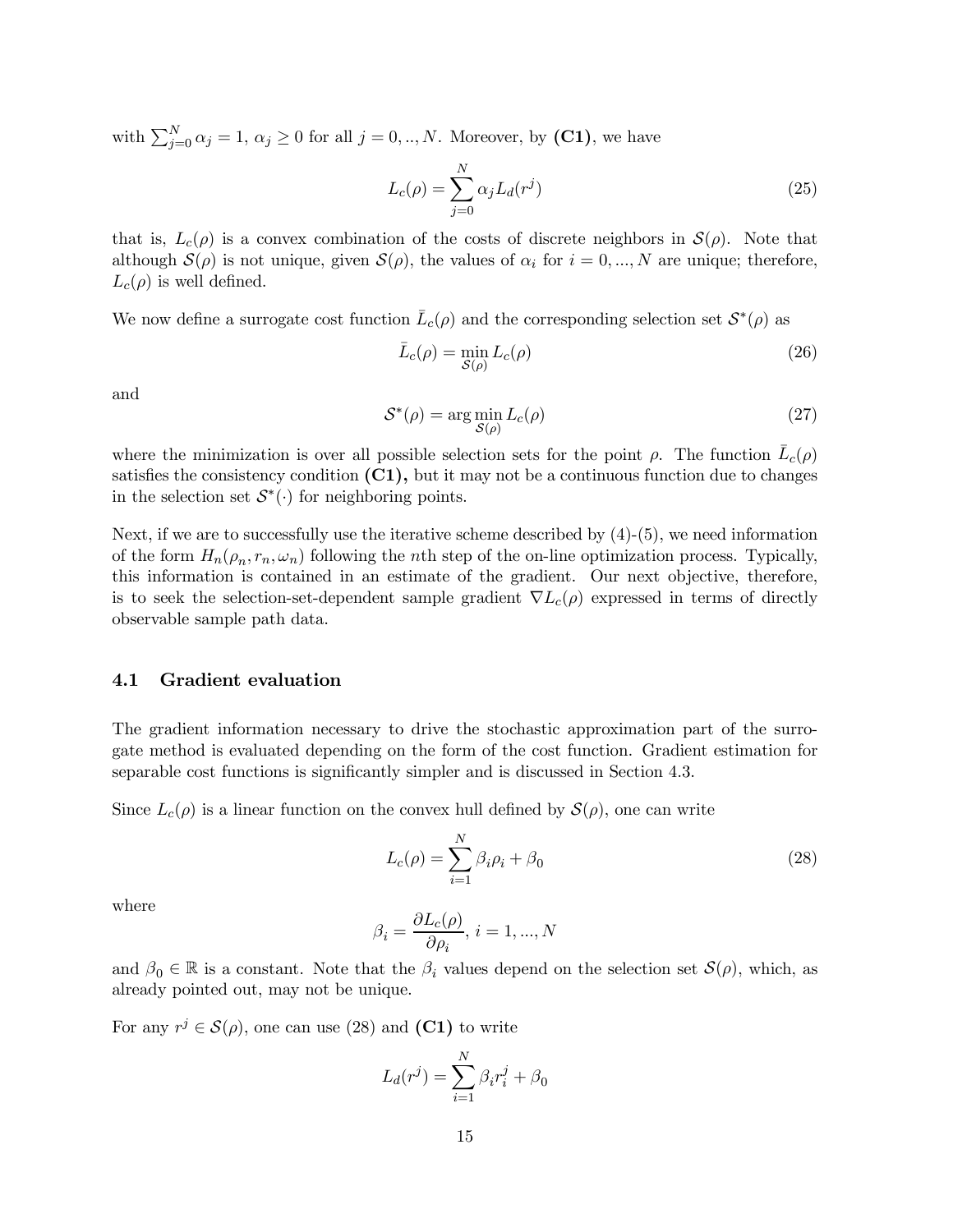with $\sum_{j=0}^{N} \alpha_j = 1$, $\alpha_j \geq 0$ for all $j = 0, .., N$. Moreover, by **(C1)**, we have

$$L_c(\rho) = \sum_{j=0}^{N} \alpha_j L_d(r^j) \tag{25}$$

that is, $L_c(\rho)$ is a convex combination of the costs of discrete neighbors in $\mathcal{S}(\rho)$. Note that although $\mathcal{S}(\rho)$ is not unique, given $\mathcal{S}(\rho)$, the values of $\alpha_i$ for $i = 0, ..., N$ are unique; therefore, $L_c(\rho)$ is well defined.

We now define a surrogate cost function $\bar{L}_c(\rho)$ and the corresponding selection set $\mathcal{S}^*(\rho)$ as

$$\bar{L}_c(\rho) = \min_{\mathcal{S}(\rho)} L_c(\rho) \tag{26}$$

and

$$\mathcal{S}^*(\rho) = \arg\min_{\mathcal{S}(\rho)} L_c(\rho) \tag{27}$$

where the minimization is over all possible selection sets for the point $\rho$. The function $\bar{L}_c(\rho)$ satisfies the consistency condition **(C1),** but it may not be a continuous function due to changes in the selection set $\mathcal{S}^*(\cdot)$ for neighboring points.

Next, if we are to successfully use the iterative scheme described by (4)-(5), we need information of the form $H_n(\rho_n, r_n, \omega_n)$ following the $n$th step of the on-line optimization process. Typically, this information is contained in an estimate of the gradient. Our next objective, therefore, is to seek the selection-set-dependent sample gradient $\nabla L_c(\rho)$ expressed in terms of directly observable sample path data.

### 4.1 Gradient evaluation

The gradient information necessary to drive the stochastic approximation part of the surrogate method is evaluated depending on the form of the cost function. Gradient estimation for separable cost functions is significantly simpler and is discussed in Section 4.3.

Since $L_c(\rho)$ is a linear function on the convex hull defined by $\mathcal{S}(\rho)$, one can write

$$L_c(\rho) = \sum_{i=1}^{N} \beta_i \rho_i + \beta_0 \tag{28}$$

where

$$\beta_i = \frac{\partial L_c(\rho)}{\partial \rho_i}, \; i = 1, ..., N$$

and $\beta_0 \in \mathbb{R}$ is a constant. Note that the $\beta_i$ values depend on the selection set $\mathcal{S}(\rho)$, which, as already pointed out, may not be unique.

For any $r^j \in \mathcal{S}(\rho)$, one can use (28) and **(C1)** to write

$$L_d(r^j) = \sum_{i=1}^{N} \beta_i r_i^j + \beta_0$$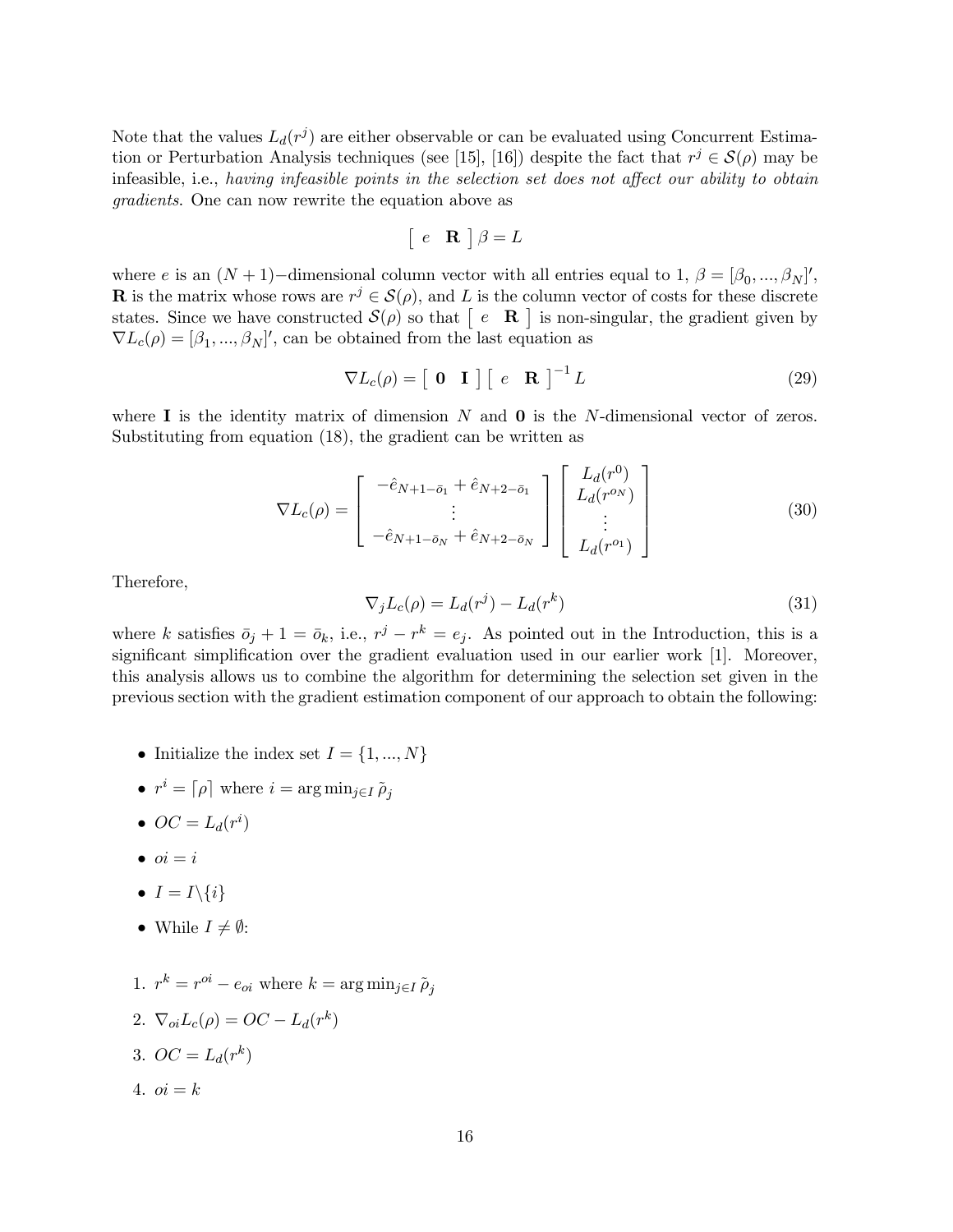Note that the values $L_d(r^j)$ are either observable or can be evaluated using Concurrent Estimation or Perturbation Analysis techniques (see [15], [16]) despite the fact that $r^j \in \mathcal{S}(\rho)$ may be infeasible, i.e., *having infeasible points in the selection set does not affect our ability to obtain gradients.* One can now rewrite the equation above as

$$\left[\begin{array}{cc} e & \mathbf{R} \end{array}\right] \beta = L$$

where $e$ is an $(N+1)-$dimensional column vector with all entries equal to 1, $\beta = [\beta_0, ..., \beta_N]'$, $\mathbf{R}$ is the matrix whose rows are $r^j \in \mathcal{S}(\rho)$, and $L$ is the column vector of costs for these discrete states. Since we have constructed $\mathcal{S}(\rho)$ so that $\left[\begin{array}{cc} e & \mathbf{R} \end{array}\right]$ is non-singular, the gradient given by $\nabla L_c(\rho) = [\beta_1, ..., \beta_N]'$, can be obtained from the last equation as

$$\nabla L_c(\rho) = \left[\begin{array}{cc} \mathbf{0} & \mathbf{I} \end{array}\right] \left[\begin{array}{cc} e & \mathbf{R} \end{array}\right]^{-1} L \tag{29}$$

where $\mathbf{I}$ is the identity matrix of dimension $N$ and $\mathbf{0}$ is the $N$-dimensional vector of zeros. Substituting from equation (18), the gradient can be written as

$$\nabla L_c(\rho) = \left[\begin{array}{c} -\hat{e}_{N+1-\bar{o}_1} + \hat{e}_{N+2-\bar{o}_1} \\ \vdots \\ -\hat{e}_{N+1-\bar{o}_N} + \hat{e}_{N+2-\bar{o}_N} \end{array}\right] \left[\begin{array}{c} L_d(r^0) \\ L_d(r^{o_N}) \\ \vdots \\ L_d(r^{o_1}) \end{array}\right] \tag{30}$$

Therefore,

$$\nabla_j L_c(\rho) = L_d(r^j) - L_d(r^k) \tag{31}$$

where $k$ satisfies $\bar{o}_j + 1 = \bar{o}_k$, i.e., $r^j - r^k = e_j$. As pointed out in the Introduction, this is a significant simplification over the gradient evaluation used in our earlier work [1]. Moreover, this analysis allows us to combine the algorithm for determining the selection set given in the previous section with the gradient estimation component of our approach to obtain the following:

- Initialize the index set $I = \{1, ..., N\}$
- $r^i = \lceil \rho \rceil$ where $i = \arg\min_{j \in I} \tilde{\rho}_j$
- $OC = L_d(r^i)$
- $oi = i$
- $I = I \backslash \{i\}$
- While $I \neq \emptyset$:

1. $r^k = r^{oi} - e_{oi}$ where $k = \arg\min_{j \in I} \tilde{\rho}_j$
2. $\nabla_{oi} L_c(\rho) = OC - L_d(r^k)$
3. $OC = L_d(r^k)$
4. $oi = k$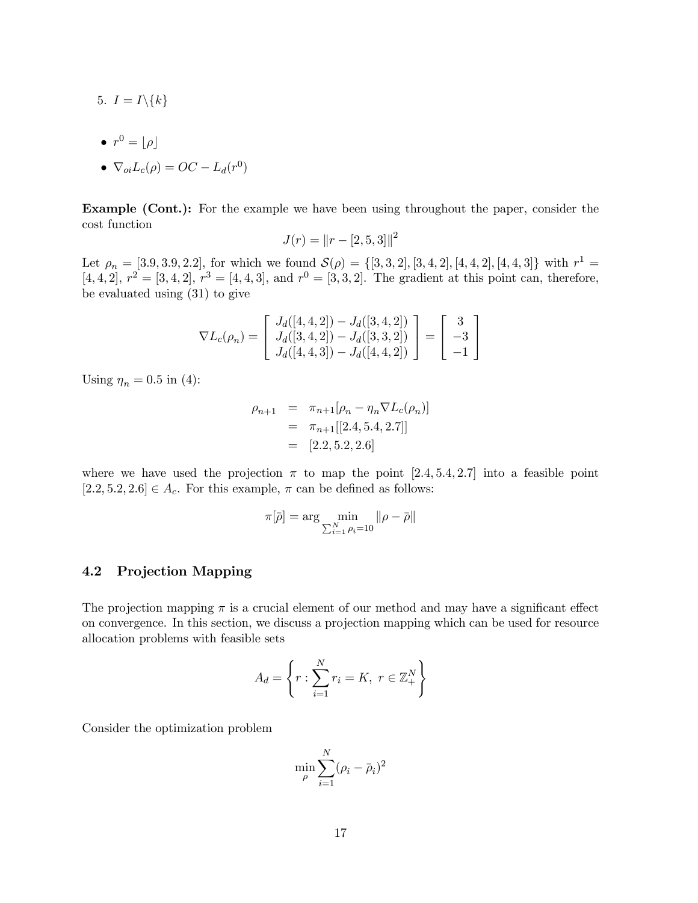5. $I = I \backslash \{k\}$

- $r^0 = \lfloor \rho \rfloor$
- $\nabla_{oi} L_c(\rho) = OC - L_d(r^0)$

**Example (Cont.):** For the example we have been using throughout the paper, consider the cost function

$$J(r) = \|r - [2, 5, 3]\|^2$$

Let $\rho_n = [3.9, 3.9, 2.2]$, for which we found $\mathcal{S}(\rho) = \{[3, 3, 2], [3, 4, 2], [4, 4, 2], [4, 4, 3]\}$ with $r^1 = [4, 4, 2]$, $r^2 = [3, 4, 2]$, $r^3 = [4, 4, 3]$, and $r^0 = [3, 3, 2]$. The gradient at this point can, therefore, be evaluated using (31) to give

$$\nabla L_c(\rho_n) = \begin{bmatrix} J_d([4, 4, 2]) - J_d([3, 4, 2]) \\ J_d([3, 4, 2]) - J_d([3, 3, 2]) \\ J_d([4, 4, 3]) - J_d([4, 4, 2]) \end{bmatrix} = \begin{bmatrix} 3 \\ -3 \\ -1 \end{bmatrix}$$

Using $\eta_n = 0.5$ in (4):

$$\begin{aligned} \rho_{n+1} &= \pi_{n+1}[\rho_n - \eta_n \nabla L_c(\rho_n)] \\ &= \pi_{n+1}[[2.4, 5.4, 2.7]] \\ &= [2.2, 5.2, 2.6] \end{aligned}$$

where we have used the projection $\pi$ to map the point $[2.4, 5.4, 2.7]$ into a feasible point $[2.2, 5.2, 2.6] \in A_c$. For this example, $\pi$ can be defined as follows:

$$\pi[\bar{\rho}] = \arg \min_{\sum_{i=1}^{N} \rho_i = 10} \|\rho - \bar{\rho}\|$$

### 4.2 Projection Mapping

The projection mapping $\pi$ is a crucial element of our method and may have a significant effect on convergence. In this section, we discuss a projection mapping which can be used for resource allocation problems with feasible sets

$$A_d = \left\{ r : \sum_{i=1}^{N} r_i = K, \ r \in \mathbb{Z}_+^N \right\}$$

Consider the optimization problem

$$\min_{\rho} \sum_{i=1}^{N} (\rho_i - \bar{\rho}_i)^2$$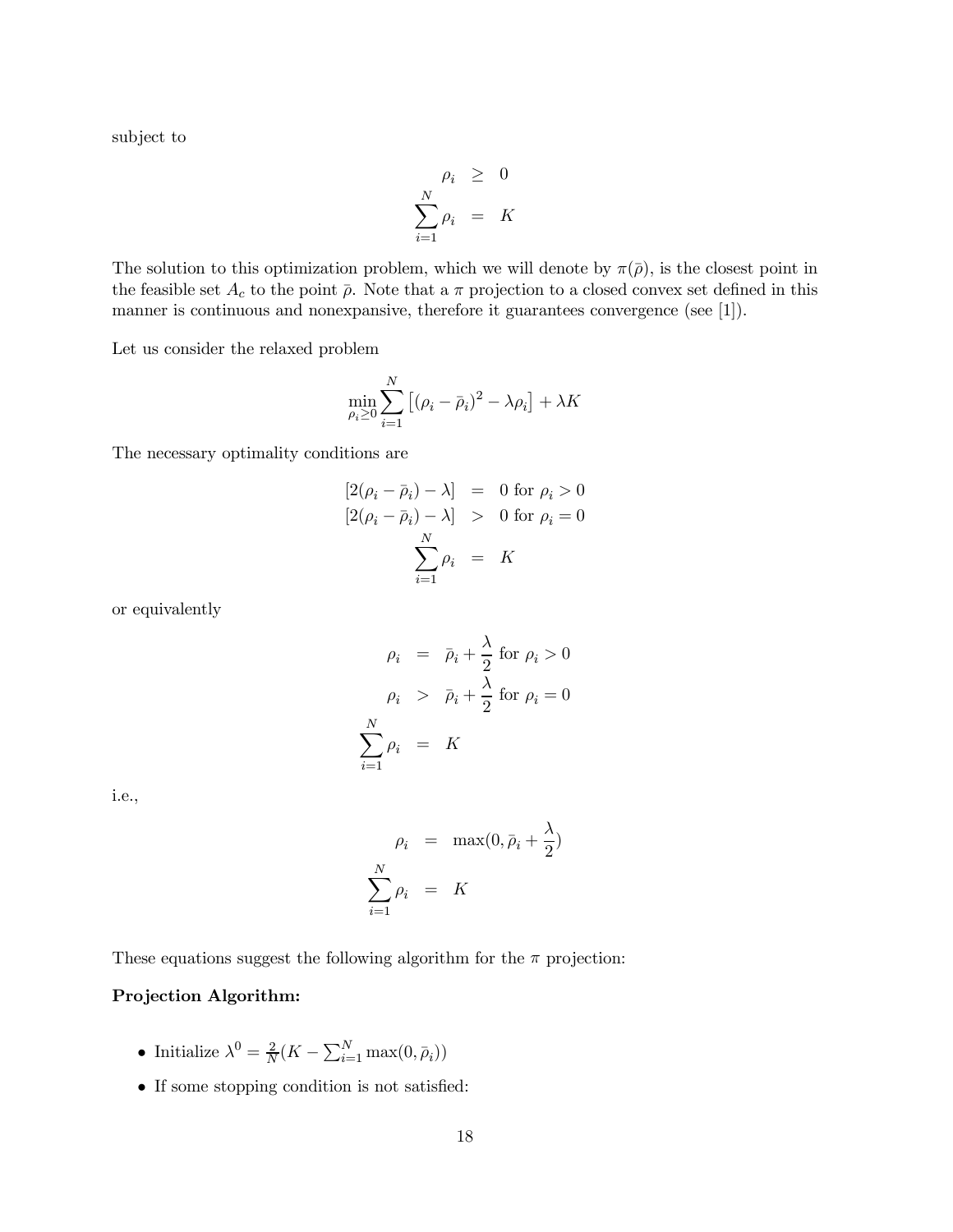subject to

$$
\begin{aligned}
\rho_i &\geq 0 \\
\sum_{i=1}^{N} \rho_i &= K
\end{aligned}
$$

The solution to this optimization problem, which we will denote by $\pi(\bar{\rho})$, is the closest point in the feasible set $A_c$ to the point $\bar{\rho}$. Note that a $\pi$ projection to a closed convex set defined in this manner is continuous and nonexpansive, therefore it guarantees convergence (see [1]).

Let us consider the relaxed problem

$$
\min_{\rho_i \geq 0} \sum_{i=1}^{N} \left[ (\rho_i - \bar{\rho}_i)^2 - \lambda \rho_i \right] + \lambda K
$$

The necessary optimality conditions are

$$
\begin{aligned}
[2(\rho_i - \bar{\rho}_i) - \lambda] &= 0 \text{ for } \rho_i > 0 \\
[2(\rho_i - \bar{\rho}_i) - \lambda] &> 0 \text{ for } \rho_i = 0 \\
\sum_{i=1}^{N} \rho_i &= K
\end{aligned}
$$

or equivalently

$$
\begin{aligned}
\rho_i &= \bar{\rho}_i + \frac{\lambda}{2} \text{ for } \rho_i > 0 \\
\rho_i &> \bar{\rho}_i + \frac{\lambda}{2} \text{ for } \rho_i = 0 \\
\sum_{i=1}^{N} \rho_i &= K
\end{aligned}
$$

i.e.,

$$
\begin{aligned}
\rho_i &= \max(0, \bar{\rho}_i + \frac{\lambda}{2}) \\
\sum_{i=1}^{N} \rho_i &= K
\end{aligned}
$$

These equations suggest the following algorithm for the $\pi$ projection:

**Projection Algorithm:**

- Initialize $\lambda^0 = \frac{2}{N}(K - \sum_{i=1}^{N} \max(0, \bar{\rho}_i))$
- If some stopping condition is not satisfied: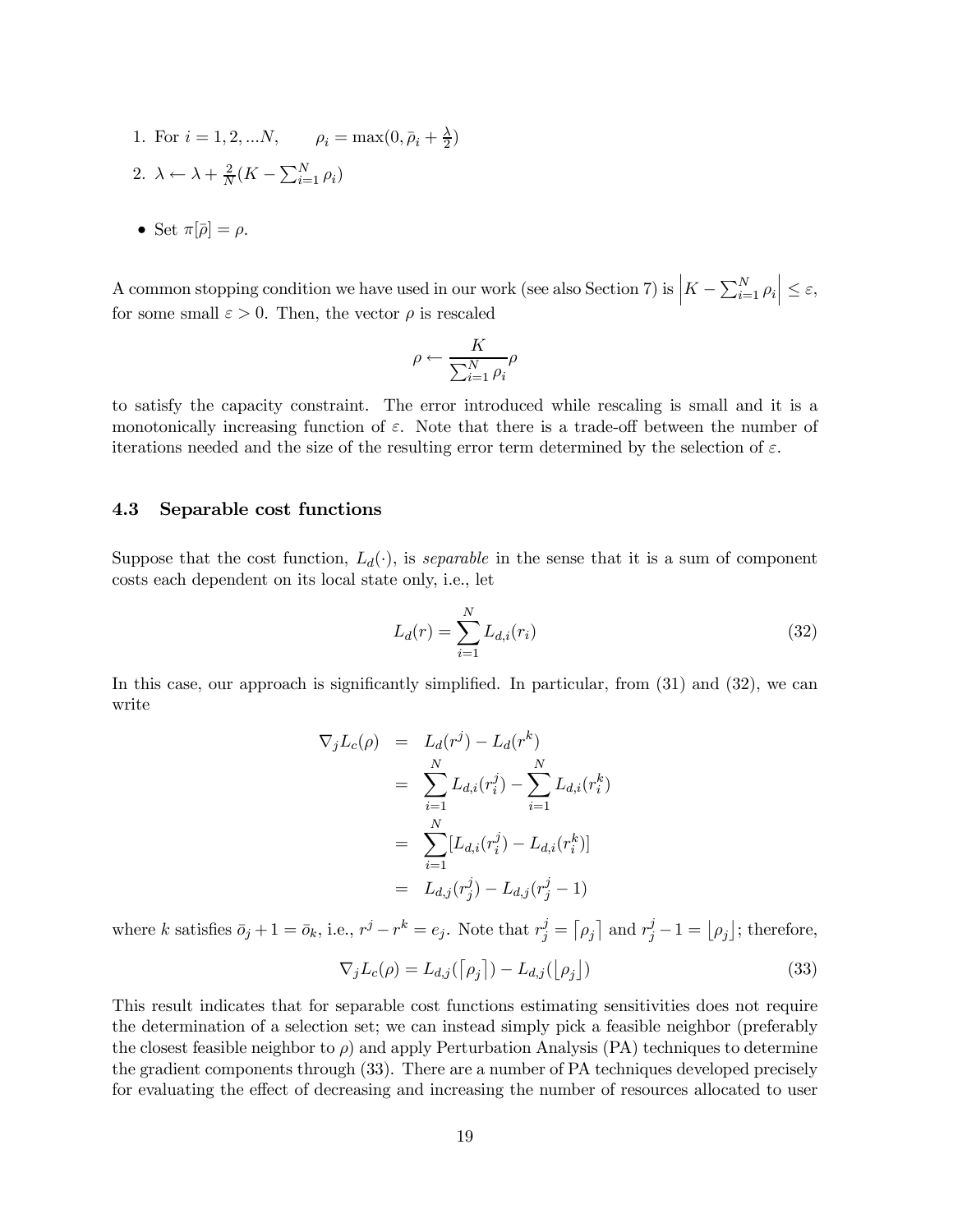1. For $i = 1, 2, ...N, \qquad \rho_i = \max(0, \bar{\rho}_i + \frac{\lambda}{2})$
2. $\lambda \leftarrow \lambda + \frac{2}{N}(K - \sum_{i=1}^{N} \rho_i)$

- Set $\pi[\bar{\rho}] = \rho$.

A common stopping condition we have used in our work (see also Section 7) is $\left| K - \sum_{i=1}^{N} \rho_i \right| \leq \varepsilon$, for some small $\varepsilon > 0$. Then, the vector $\rho$ is rescaled

$$\rho \leftarrow \frac{K}{\sum_{i=1}^{N} \rho_i} \rho$$

to satisfy the capacity constraint. The error introduced while rescaling is small and it is a monotonically increasing function of $\varepsilon$. Note that there is a trade-off between the number of iterations needed and the size of the resulting error term determined by the selection of $\varepsilon$.

### 4.3 Separable cost functions

Suppose that the cost function, $L_d(\cdot)$, is *separable* in the sense that it is a sum of component costs each dependent on its local state only, i.e., let

$$L_d(r) = \sum_{i=1}^{N} L_{d,i}(r_i) \tag{32}$$

In this case, our approach is significantly simplified. In particular, from (31) and (32), we can write

$$\begin{aligned}
\nabla_j L_c(\rho) &= L_d(r^j) - L_d(r^k) \\
&= \sum_{i=1}^{N} L_{d,i}(r_i^j) - \sum_{i=1}^{N} L_{d,i}(r_i^k) \\
&= \sum_{i=1}^{N} [L_{d,i}(r_i^j) - L_{d,i}(r_i^k)] \\
&= L_{d,j}(r_j^j) - L_{d,j}(r_j^j - 1)
\end{aligned}$$

where $k$ satisfies $\bar{o}_j + 1 = \bar{o}_k$, i.e., $r^j - r^k = e_j$. Note that $r_j^j = \lceil \rho_j \rceil$ and $r_j^j - 1 = \lfloor \rho_j \rfloor$; therefore,

$$\nabla_j L_c(\rho) = L_{d,j}(\lceil \rho_j \rceil) - L_{d,j}(\lfloor \rho_j \rfloor) \tag{33}$$

This result indicates that for separable cost functions estimating sensitivities does not require the determination of a selection set; we can instead simply pick a feasible neighbor (preferably the closest feasible neighbor to $\rho$) and apply Perturbation Analysis (PA) techniques to determine the gradient components through (33). There are a number of PA techniques developed precisely for evaluating the effect of decreasing and increasing the number of resources allocated to user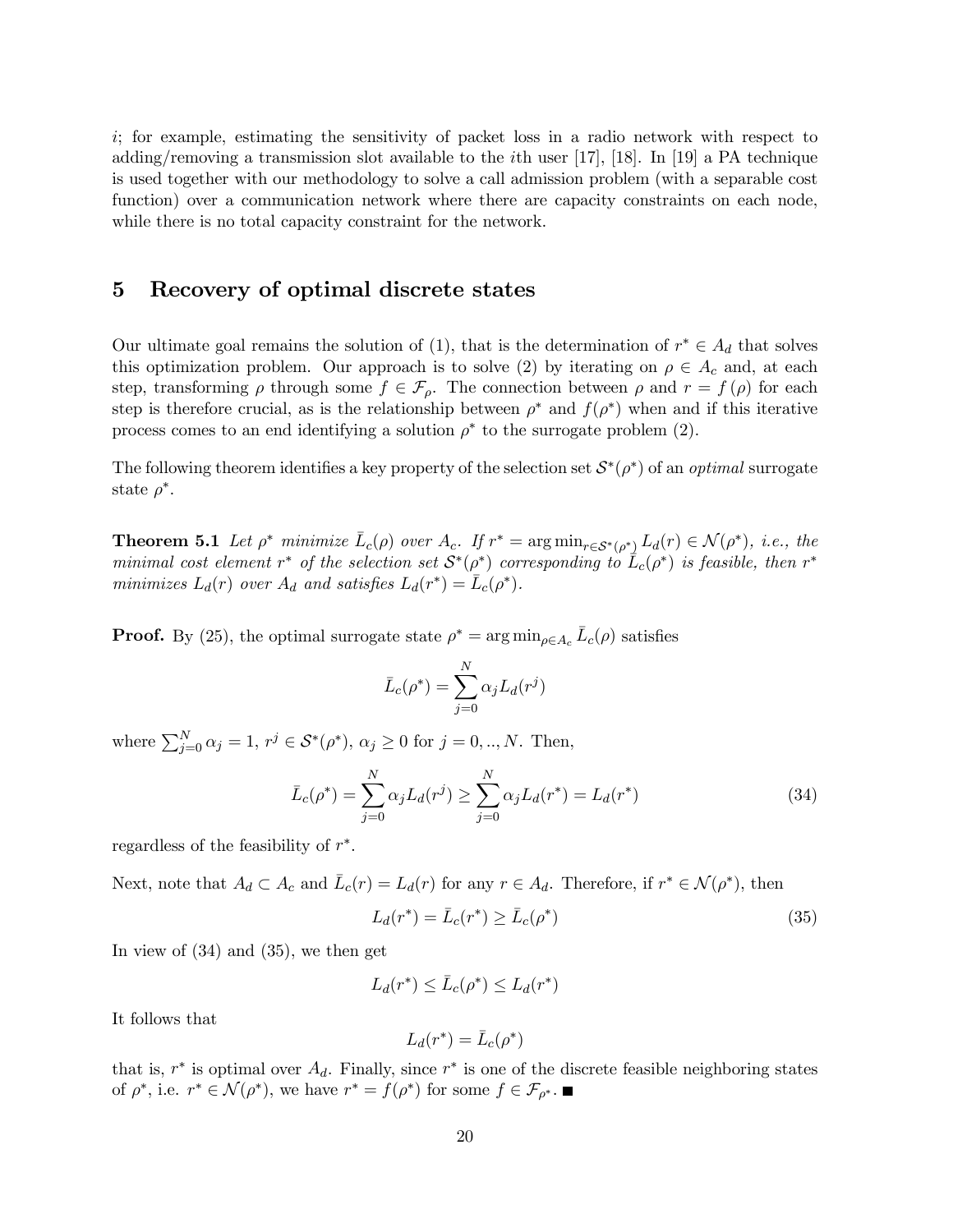$i$; for example, estimating the sensitivity of packet loss in a radio network with respect to adding/removing a transmission slot available to the $i$th user [17], [18]. In [19] a PA technique is used together with our methodology to solve a call admission problem (with a separable cost function) over a communication network where there are capacity constraints on each node, while there is no total capacity constraint for the network.

## 5 Recovery of optimal discrete states

Our ultimate goal remains the solution of (1), that is the determination of $r^* \in A_d$ that solves this optimization problem. Our approach is to solve (2) by iterating on $\rho \in A_c$ and, at each step, transforming $\rho$ through some $f \in \mathcal{F}_\rho$. The connection between $\rho$ and $r = f(\rho)$ for each step is therefore crucial, as is the relationship between $\rho^*$ and $f(\rho^*)$ when and if this iterative process comes to an end identifying a solution $\rho^*$ to the surrogate problem (2).

The following theorem identifies a key property of the selection set $\mathcal{S}^*(\rho^*)$ of an *optimal* surrogate state $\rho^*$.

**Theorem 5.1** *Let $\rho^*$ minimize $\bar{L}_c(\rho)$ over $A_c$. If $r^* = \arg\min_{r \in \mathcal{S}^*(\rho^*)} L_d(r) \in \mathcal{N}(\rho^*)$, i.e., the minimal cost element $r^*$ of the selection set $\mathcal{S}^*(\rho^*)$ corresponding to $\bar{L}_c(\rho^*)$ is feasible, then $r^*$ minimizes $L_d(r)$ over $A_d$ and satisfies $L_d(r^*) = \bar{L}_c(\rho^*)$.*

**Proof.** By (25), the optimal surrogate state $\rho^* = \arg\min_{\rho \in A_c} \bar{L}_c(\rho)$ satisfies

$$\bar{L}_c(\rho^*) = \sum_{j=0}^{N} \alpha_j L_d(r^j)$$

where $\sum_{j=0}^{N} \alpha_j = 1$, $r^j \in \mathcal{S}^*(\rho^*)$, $\alpha_j \geq 0$ for $j = 0, .., N$. Then,

$$\bar{L}_c(\rho^*) = \sum_{j=0}^{N} \alpha_j L_d(r^j) \geq \sum_{j=0}^{N} \alpha_j L_d(r^*) = L_d(r^*) \tag{34}$$

regardless of the feasibility of $r^*$.

Next, note that $A_d \subset A_c$ and $\bar{L}_c(r) = L_d(r)$ for any $r \in A_d$. Therefore, if $r^* \in \mathcal{N}(\rho^*)$, then

$$L_d(r^*) = \bar{L}_c(r^*) \geq \bar{L}_c(\rho^*) \tag{35}$$

In view of (34) and (35), we then get

$$L_d(r^*) \leq \bar{L}_c(\rho^*) \leq L_d(r^*)$$

It follows that

$$L_d(r^*) = \bar{L}_c(\rho^*)$$

that is, $r^*$ is optimal over $A_d$. Finally, since $r^*$ is one of the discrete feasible neighboring states of $\rho^*$, i.e. $r^* \in \mathcal{N}(\rho^*)$, we have $r^* = f(\rho^*)$ for some $f \in \mathcal{F}_{\rho^*}$. ■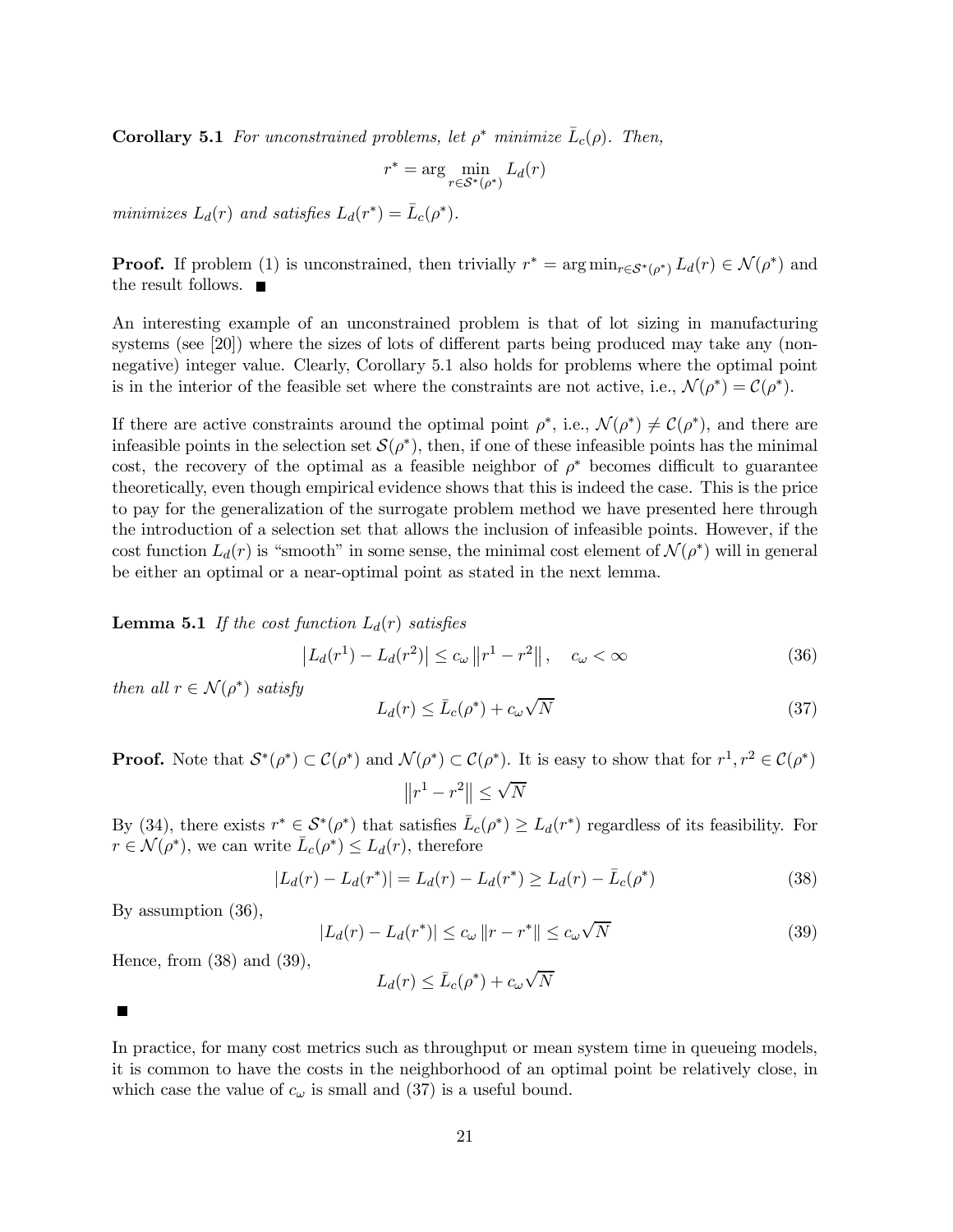**Corollary 5.1** *For unconstrained problems, let $\rho^*$ minimize $\bar{L}_c(\rho)$. Then,*

$$r^* = \arg \min_{r \in \mathcal{S}^*(\rho^*)} L_d(r)$$

*minimizes $L_d(r)$ and satisfies $L_d(r^*) = \bar{L}_c(\rho^*)$.*

**Proof.** If problem (1) is unconstrained, then trivially $r^* = \arg\min_{r \in \mathcal{S}^*(\rho^*)} L_d(r) \in \mathcal{N}(\rho^*)$ and the result follows. ■

An interesting example of an unconstrained problem is that of lot sizing in manufacturing systems (see [20]) where the sizes of lots of different parts being produced may take any (non-negative) integer value. Clearly, Corollary 5.1 also holds for problems where the optimal point is in the interior of the feasible set where the constraints are not active, i.e., $\mathcal{N}(\rho^*) = \mathcal{C}(\rho^*)$.

If there are active constraints around the optimal point $\rho^*$, i.e., $\mathcal{N}(\rho^*) \neq \mathcal{C}(\rho^*)$, and there are infeasible points in the selection set $\mathcal{S}(\rho^*)$, then, if one of these infeasible points has the minimal cost, the recovery of the optimal as a feasible neighbor of $\rho^*$ becomes difficult to guarantee theoretically, even though empirical evidence shows that this is indeed the case. This is the price to pay for the generalization of the surrogate problem method we have presented here through the introduction of a selection set that allows the inclusion of infeasible points. However, if the cost function $L_d(r)$ is "smooth" in some sense, the minimal cost element of $\mathcal{N}(\rho^*)$ will in general be either an optimal or a near-optimal point as stated in the next lemma.

**Lemma 5.1** *If the cost function $L_d(r)$ satisfies*

$$\left|L_d(r^1) - L_d(r^2)\right| \leq c_\omega \left\|r^1 - r^2\right\|, \quad c_\omega < \infty \tag{36}$$

*then all $r \in \mathcal{N}(\rho^*)$ satisfy*

$$L_d(r) \leq \bar{L}_c(\rho^*) + c_\omega \sqrt{N} \tag{37}$$

**Proof.** Note that $\mathcal{S}^*(\rho^*) \subset \mathcal{C}(\rho^*)$ and $\mathcal{N}(\rho^*) \subset \mathcal{C}(\rho^*)$. It is easy to show that for $r^1, r^2 \in \mathcal{C}(\rho^*)$

$$\left\|r^1 - r^2\right\| \leq \sqrt{N}$$

By (34), there exists $r^* \in \mathcal{S}^*(\rho^*)$ that satisfies $\bar{L}_c(\rho^*) \geq L_d(r^*)$ regardless of its feasibility. For $r \in \mathcal{N}(\rho^*)$, we can write $\bar{L}_c(\rho^*) \leq L_d(r)$, therefore

$$|L_d(r) - L_d(r^*)| = L_d(r) - L_d(r^*) \geq L_d(r) - \bar{L}_c(\rho^*) \tag{38}$$

By assumption (36),

$$|L_d(r) - L_d(r^*)| \leq c_\omega \|r - r^*\| \leq c_\omega \sqrt{N} \tag{39}$$

Hence, from (38) and (39),

$$L_d(r) \leq \bar{L}_c(\rho^*) + c_\omega \sqrt{N}$$

■

In practice, for many cost metrics such as throughput or mean system time in queueing models, it is common to have the costs in the neighborhood of an optimal point be relatively close, in which case the value of $c_\omega$ is small and (37) is a useful bound.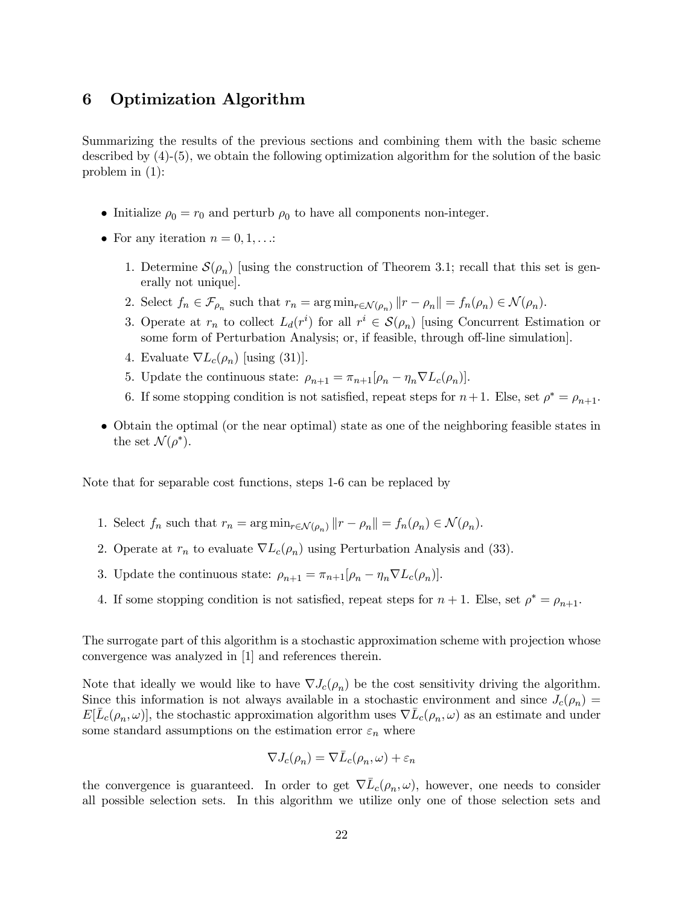# 6 Optimization Algorithm

Summarizing the results of the previous sections and combining them with the basic scheme described by (4)-(5), we obtain the following optimization algorithm for the solution of the basic problem in (1):

- Initialize $\rho_0 = r_0$ and perturb $\rho_0$ to have all components non-integer.
- For any iteration $n = 0, 1, \ldots$:
  1. Determine $\mathcal{S}(\rho_n)$ [using the construction of Theorem 3.1; recall that this set is generally not unique].
  2. Select $f_n \in \mathcal{F}_{\rho_n}$ such that $r_n = \arg\min_{r \in \mathcal{N}(\rho_n)} \|r - \rho_n\| = f_n(\rho_n) \in \mathcal{N}(\rho_n)$.
  3. Operate at $r_n$ to collect $L_d(r^i)$ for all $r^i \in \mathcal{S}(\rho_n)$ [using Concurrent Estimation or some form of Perturbation Analysis; or, if feasible, through off-line simulation].
  4. Evaluate $\nabla L_c(\rho_n)$ [using (31)].
  5. Update the continuous state: $\rho_{n+1} = \pi_{n+1}[\rho_n - \eta_n \nabla L_c(\rho_n)]$.
  6. If some stopping condition is not satisfied, repeat steps for $n+1$. Else, set $\rho^* = \rho_{n+1}$.
- Obtain the optimal (or the near optimal) state as one of the neighboring feasible states in the set $\mathcal{N}(\rho^*)$.

Note that for separable cost functions, steps 1-6 can be replaced by

1. Select $f_n$ such that $r_n = \arg\min_{r \in \mathcal{N}(\rho_n)} \|r - \rho_n\| = f_n(\rho_n) \in \mathcal{N}(\rho_n)$.
2. Operate at $r_n$ to evaluate $\nabla L_c(\rho_n)$ using Perturbation Analysis and (33).
3. Update the continuous state: $\rho_{n+1} = \pi_{n+1}[\rho_n - \eta_n \nabla L_c(\rho_n)]$.
4. If some stopping condition is not satisfied, repeat steps for $n+1$. Else, set $\rho^* = \rho_{n+1}$.

The surrogate part of this algorithm is a stochastic approximation scheme with projection whose convergence was analyzed in [1] and references therein.

Note that ideally we would like to have $\nabla J_c(\rho_n)$ be the cost sensitivity driving the algorithm. Since this information is not always available in a stochastic environment and since $J_c(\rho_n) = E[\bar{L}_c(\rho_n, \omega)]$, the stochastic approximation algorithm uses $\nabla \bar{L}_c(\rho_n, \omega)$ as an estimate and under some standard assumptions on the estimation error $\varepsilon_n$ where

$$\nabla J_c(\rho_n) = \nabla \bar{L}_c(\rho_n, \omega) + \varepsilon_n$$

the convergence is guaranteed. In order to get $\nabla \bar{L}_c(\rho_n, \omega)$, however, one needs to consider all possible selection sets. In this algorithm we utilize only one of those selection sets and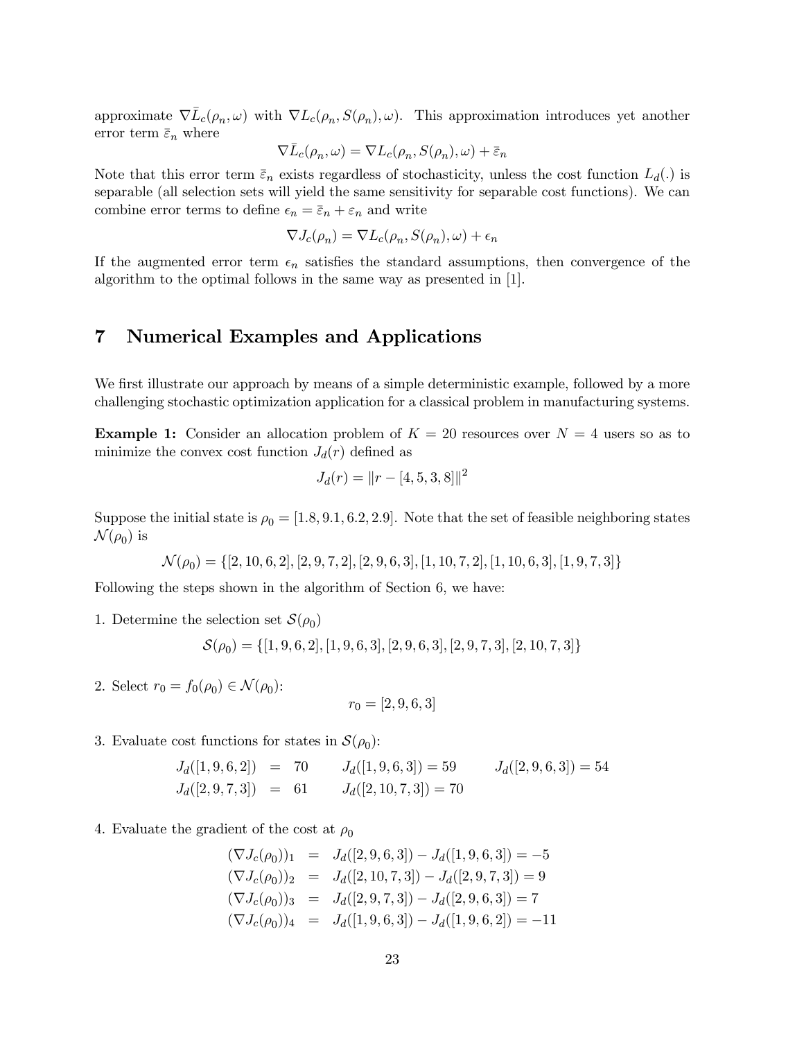approximate $\nabla \bar{L}_c(\rho_n, \omega)$ with $\nabla L_c(\rho_n, S(\rho_n), \omega)$. This approximation introduces yet another error term $\bar{\varepsilon}_n$ where

$$\nabla \bar{L}_c(\rho_n, \omega) = \nabla L_c(\rho_n, S(\rho_n), \omega) + \bar{\varepsilon}_n$$

Note that this error term $\bar{\varepsilon}_n$ exists regardless of stochasticity, unless the cost function $L_d(.)$ is separable (all selection sets will yield the same sensitivity for separable cost functions). We can combine error terms to define $\epsilon_n = \bar{\varepsilon}_n + \varepsilon_n$ and write

$$\nabla J_c(\rho_n) = \nabla L_c(\rho_n, S(\rho_n), \omega) + \epsilon_n$$

If the augmented error term $\epsilon_n$ satisfies the standard assumptions, then convergence of the algorithm to the optimal follows in the same way as presented in [1].

# 7 Numerical Examples and Applications

We first illustrate our approach by means of a simple deterministic example, followed by a more challenging stochastic optimization application for a classical problem in manufacturing systems.

**Example 1:** Consider an allocation problem of $K = 20$ resources over $N = 4$ users so as to minimize the convex cost function $J_d(r)$ defined as

$$J_d(r) = \|r - [4, 5, 3, 8]\|^2$$

Suppose the initial state is $\rho_0 = [1.8, 9.1, 6.2, 2.9]$. Note that the set of feasible neighboring states $\mathcal{N}(\rho_0)$ is

$$\mathcal{N}(\rho_0) = \{[2, 10, 6, 2], [2, 9, 7, 2], [2, 9, 6, 3], [1, 10, 7, 2], [1, 10, 6, 3], [1, 9, 7, 3]\}$$

Following the steps shown in the algorithm of Section 6, we have:

1. Determine the selection set $\mathcal{S}(\rho_0)$

$$\mathcal{S}(\rho_0) = \{[1, 9, 6, 2], [1, 9, 6, 3], [2, 9, 6, 3], [2, 9, 7, 3], [2, 10, 7, 3]\}$$

2. Select $r_0 = f_0(\rho_0) \in \mathcal{N}(\rho_0)$:

$$r_0 = [2, 9, 6, 3]$$

3. Evaluate cost functions for states in $\mathcal{S}(\rho_0)$:

$$\begin{aligned} J_d([1, 9, 6, 2]) &= 70 \qquad J_d([1, 9, 6, 3]) = 59 \qquad J_d([2, 9, 6, 3]) = 54 \\ J_d([2, 9, 7, 3]) &= 61 \qquad J_d([2, 10, 7, 3]) = 70 \end{aligned}$$

4. Evaluate the gradient of the cost at $\rho_0$

$$\begin{aligned} (\nabla J_c(\rho_0))_1 &= J_d([2, 9, 6, 3]) - J_d([1, 9, 6, 3]) = -5 \\ (\nabla J_c(\rho_0))_2 &= J_d([2, 10, 7, 3]) - J_d([2, 9, 7, 3]) = 9 \\ (\nabla J_c(\rho_0))_3 &= J_d([2, 9, 7, 3]) - J_d([2, 9, 6, 3]) = 7 \\ (\nabla J_c(\rho_0))_4 &= J_d([1, 9, 6, 3]) - J_d([1, 9, 6, 2]) = -11 \end{aligned}$$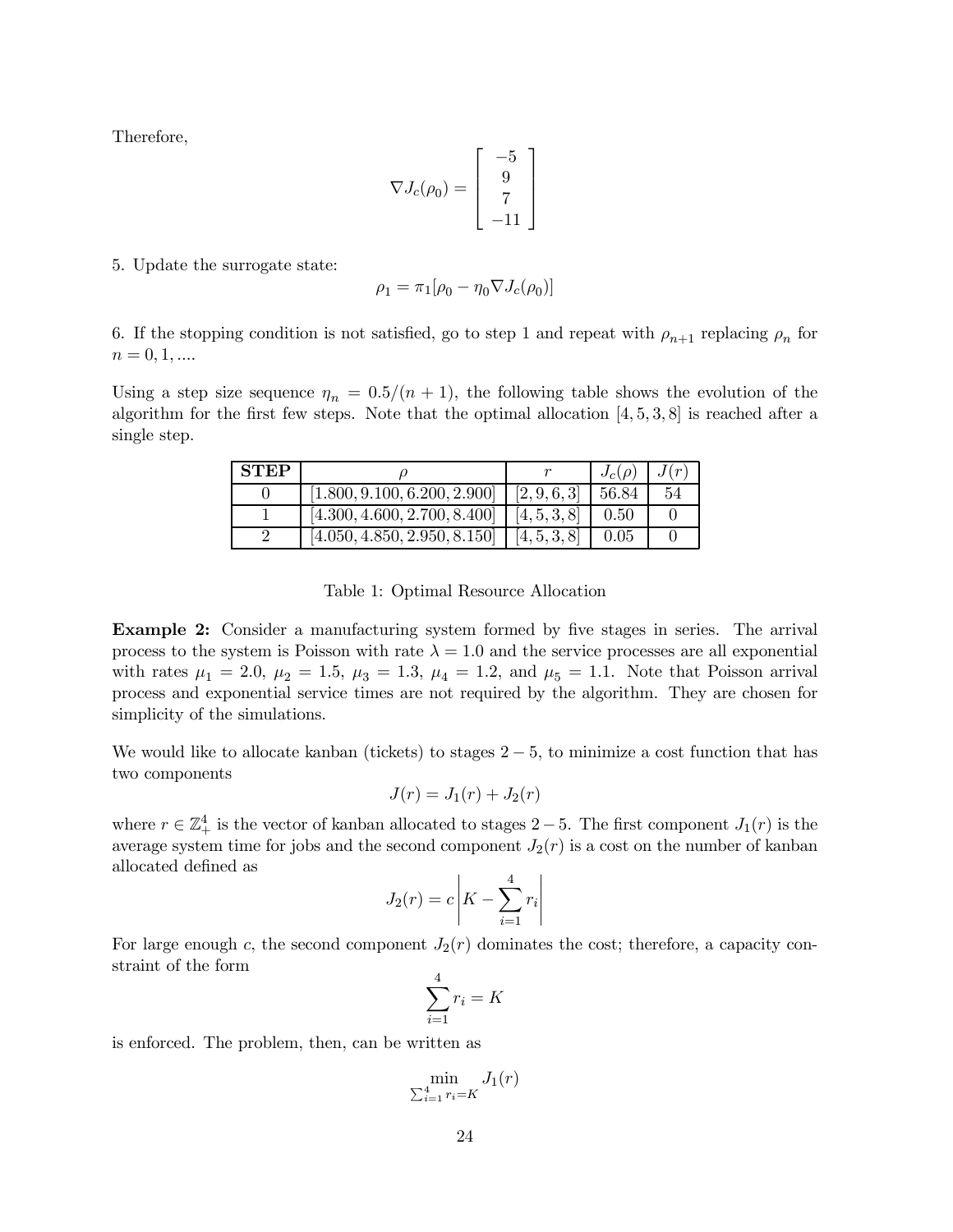Therefore,

$$\nabla J_c(\rho_0) = \begin{bmatrix} -5 \\ 9 \\ 7 \\ -11 \end{bmatrix}$$

5. Update the surrogate state:

$$\rho_1 = \pi_1[\rho_0 - \eta_0 \nabla J_c(\rho_0)]$$

6. If the stopping condition is not satisfied, go to step 1 and repeat with $\rho_{n+1}$ replacing $\rho_n$ for $n = 0, 1, ....$

Using a step size sequence $\eta_n = 0.5/(n+1)$, the following table shows the evolution of the algorithm for the first few steps. Note that the optimal allocation $[4, 5, 3, 8]$ is reached after a single step.

| **STEP** | $\rho$ | $r$ | $J_c(\rho)$ | $J(r)$ |
|---|---|---|---|---|
| 0 | $[1.800, 9.100, 6.200, 2.900]$ | $[2, 9, 6, 3]$ | 56.84 | 54 |
| 1 | $[4.300, 4.600, 2.700, 8.400]$ | $[4, 5, 3, 8]$ | 0.50 | 0 |
| 2 | $[4.050, 4.850, 2.950, 8.150]$ | $[4, 5, 3, 8]$ | 0.05 | 0 |

Table 1: Optimal Resource Allocation

**Example 2:** Consider a manufacturing system formed by five stages in series. The arrival process to the system is Poisson with rate $\lambda = 1.0$ and the service processes are all exponential with rates $\mu_1 = 2.0$, $\mu_2 = 1.5$, $\mu_3 = 1.3$, $\mu_4 = 1.2$, and $\mu_5 = 1.1$. Note that Poisson arrival process and exponential service times are not required by the algorithm. They are chosen for simplicity of the simulations.

We would like to allocate kanban (tickets) to stages $2-5$, to minimize a cost function that has two components

$$J(r) = J_1(r) + J_2(r)$$

where $r \in \mathbb{Z}_+^4$ is the vector of kanban allocated to stages $2-5$. The first component $J_1(r)$ is the average system time for jobs and the second component $J_2(r)$ is a cost on the number of kanban allocated defined as

$$J_2(r) = c \left| K - \sum_{i=1}^{4} r_i \right|$$

For large enough $c$, the second component $J_2(r)$ dominates the cost; therefore, a capacity constraint of the form

$$\sum_{i=1}^{4} r_i = K$$

is enforced. The problem, then, can be written as

$$\min_{\sum_{i=1}^{4} r_i = K} J_1(r)$$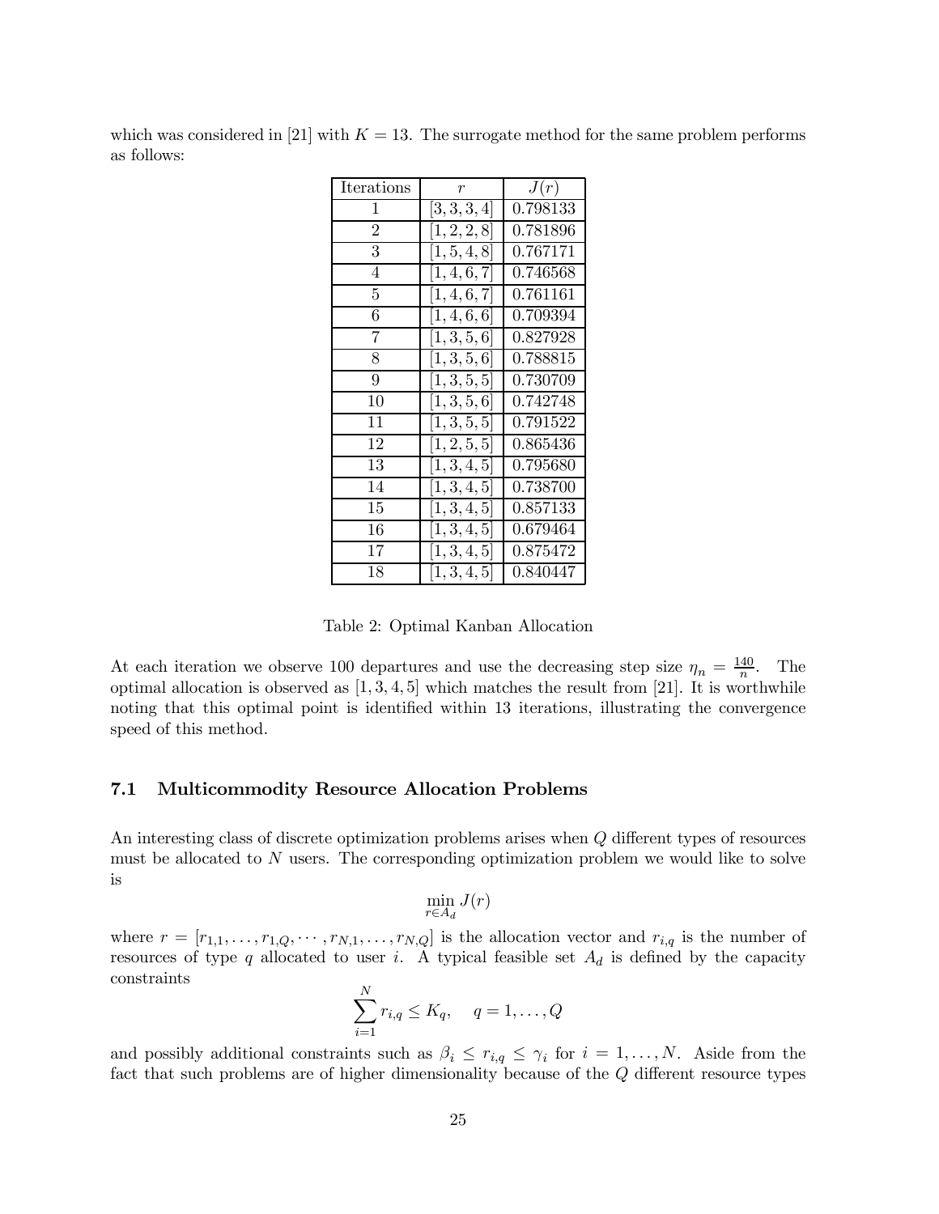which was considered in [21] with $K = 13$. The surrogate method for the same problem performs as follows:

| Iterations | $r$ | $J(r)$ |
|---|---|---|
| 1 | $[3, 3, 3, 4]$ | 0.798133 |
| 2 | $[1, 2, 2, 8]$ | 0.781896 |
| 3 | $[1, 5, 4, 8]$ | 0.767171 |
| 4 | $[1, 4, 6, 7]$ | 0.746568 |
| 5 | $[1, 4, 6, 7]$ | 0.761161 |
| 6 | $[1, 4, 6, 6]$ | 0.709394 |
| 7 | $[1, 3, 5, 6]$ | 0.827928 |
| 8 | $[1, 3, 5, 6]$ | 0.788815 |
| 9 | $[1, 3, 5, 5]$ | 0.730709 |
| 10 | $[1, 3, 5, 6]$ | 0.742748 |
| 11 | $[1, 3, 5, 5]$ | 0.791522 |
| 12 | $[1, 2, 5, 5]$ | 0.865436 |
| 13 | $[1, 3, 4, 5]$ | 0.795680 |
| 14 | $[1, 3, 4, 5]$ | 0.738700 |
| 15 | $[1, 3, 4, 5]$ | 0.857133 |
| 16 | $[1, 3, 4, 5]$ | 0.679464 |
| 17 | $[1, 3, 4, 5]$ | 0.875472 |
| 18 | $[1, 3, 4, 5]$ | 0.840447 |

Table 2: Optimal Kanban Allocation

At each iteration we observe 100 departures and use the decreasing step size $\eta_n = \frac{140}{n}$. The optimal allocation is observed as $[1, 3, 4, 5]$ which matches the result from [21]. It is worthwhile noting that this optimal point is identified within 13 iterations, illustrating the convergence speed of this method.

### 7.1 Multicommodity Resource Allocation Problems

An interesting class of discrete optimization problems arises when $Q$ different types of resources must be allocated to $N$ users. The corresponding optimization problem we would like to solve is

$$\min_{r \in A_d} J(r)$$

where $r = [r_{1,1}, \ldots, r_{1,Q}, \cdots, r_{N,1}, \ldots, r_{N,Q}]$ is the allocation vector and $r_{i,q}$ is the number of resources of type $q$ allocated to user $i$. A typical feasible set $A_d$ is defined by the capacity constraints

$$\sum_{i=1}^{N} r_{i,q} \leq K_q, \quad q = 1, \ldots, Q$$

and possibly additional constraints such as $\beta_i \leq r_{i,q} \leq \gamma_i$ for $i = 1, \ldots, N$. Aside from the fact that such problems are of higher dimensionality because of the $Q$ different resource types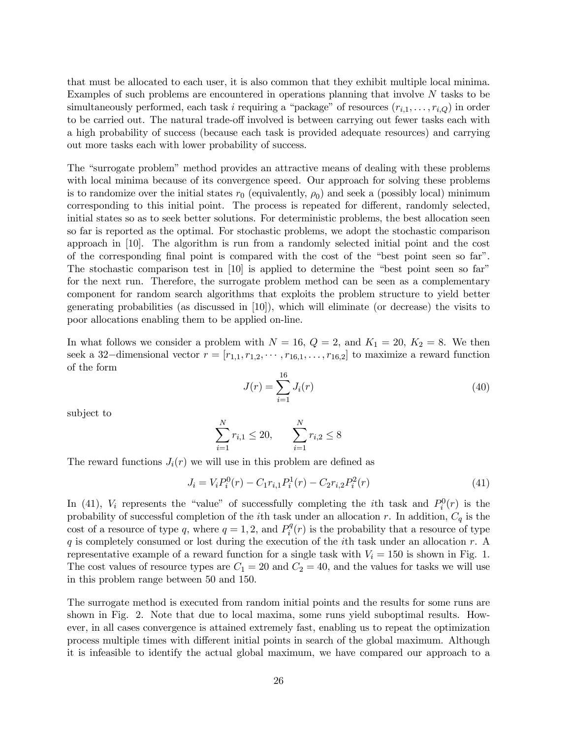that must be allocated to each user, it is also common that they exhibit multiple local minima. Examples of such problems are encountered in operations planning that involve $N$ tasks to be simultaneously performed, each task $i$ requiring a "package" of resources $(r_{i,1}, \ldots, r_{i,Q})$ in order to be carried out. The natural trade-off involved is between carrying out fewer tasks each with a high probability of success (because each task is provided adequate resources) and carrying out more tasks each with lower probability of success.

The "surrogate problem" method provides an attractive means of dealing with these problems with local minima because of its convergence speed. Our approach for solving these problems is to randomize over the initial states $r_0$ (equivalently, $\rho_0$) and seek a (possibly local) minimum corresponding to this initial point. The process is repeated for different, randomly selected, initial states so as to seek better solutions. For deterministic problems, the best allocation seen so far is reported as the optimal. For stochastic problems, we adopt the stochastic comparison approach in [10]. The algorithm is run from a randomly selected initial point and the cost of the corresponding final point is compared with the cost of the "best point seen so far". The stochastic comparison test in [10] is applied to determine the "best point seen so far" for the next run. Therefore, the surrogate problem method can be seen as a complementary component for random search algorithms that exploits the problem structure to yield better generating probabilities (as discussed in [10]), which will eliminate (or decrease) the visits to poor allocations enabling them to be applied on-line.

In what follows we consider a problem with $N = 16$, $Q = 2$, and $K_1 = 20$, $K_2 = 8$. We then seek a 32−dimensional vector $r = [r_{1,1}, r_{1,2}, \cdots, r_{16,1}, \ldots, r_{16,2}]$ to maximize a reward function of the form

$$J(r) = \sum_{i=1}^{16} J_i(r) \tag{40}$$

subject to

$$\sum_{i=1}^{N} r_{i,1} \leq 20, \qquad \sum_{i=1}^{N} r_{i,2} \leq 8$$

The reward functions $J_i(r)$ we will use in this problem are defined as

$$J_i = V_i P_i^0(r) - C_1 r_{i,1} P_i^1(r) - C_2 r_{i,2} P_i^2(r) \tag{41}$$

In (41), $V_i$ represents the "value" of successfully completing the $i$th task and $P_i^0(r)$ is the probability of successful completion of the $i$th task under an allocation $r$. In addition, $C_q$ is the cost of a resource of type $q$, where $q = 1, 2$, and $P_i^q(r)$ is the probability that a resource of type $q$ is completely consumed or lost during the execution of the $i$th task under an allocation $r$. A representative example of a reward function for a single task with $V_i = 150$ is shown in Fig. 1. The cost values of resource types are $C_1 = 20$ and $C_2 = 40$, and the values for tasks we will use in this problem range between 50 and 150.

The surrogate method is executed from random initial points and the results for some runs are shown in Fig. 2. Note that due to local maxima, some runs yield suboptimal results. However, in all cases convergence is attained extremely fast, enabling us to repeat the optimization process multiple times with different initial points in search of the global maximum. Although it is infeasible to identify the actual global maximum, we have compared our approach to a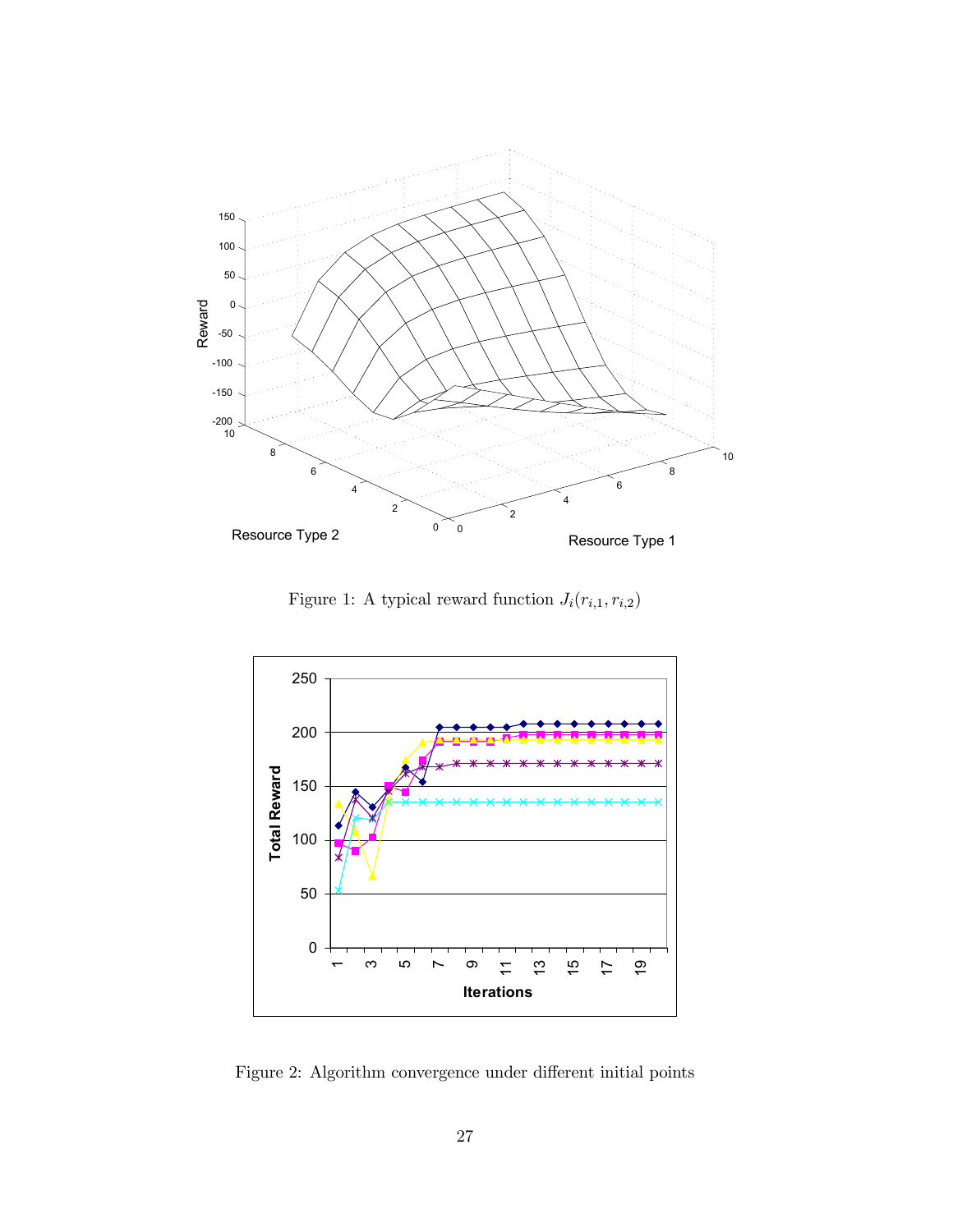Figure 1: A typical reward function $J_i(r_{i,1}, r_{i,2})$

Figure 2: Algorithm convergence under different initial points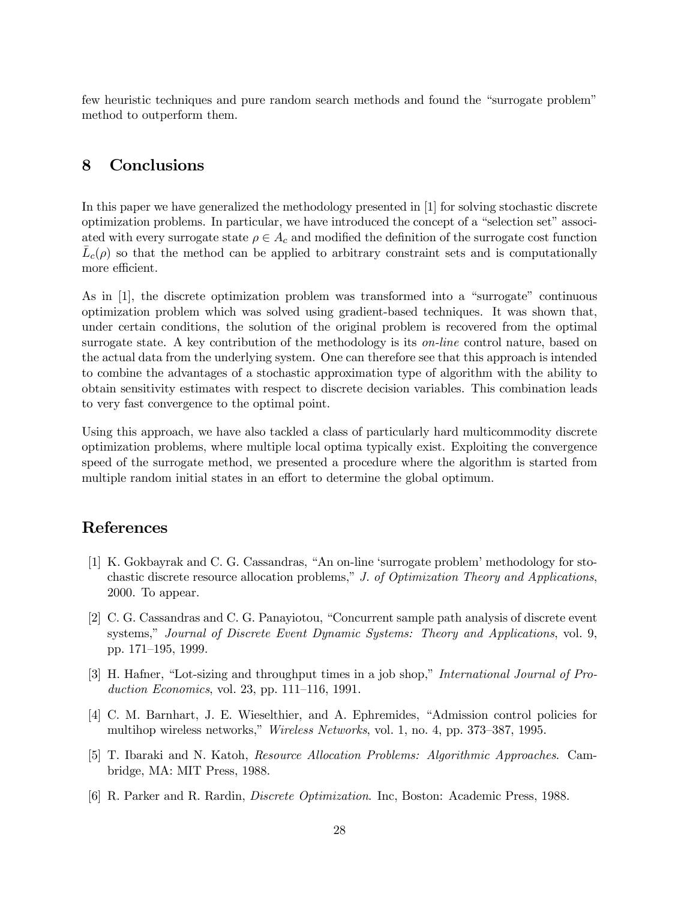few heuristic techniques and pure random search methods and found the "surrogate problem" method to outperform them.

## 8 Conclusions

In this paper we have generalized the methodology presented in [1] for solving stochastic discrete optimization problems. In particular, we have introduced the concept of a "selection set" associated with every surrogate state $\rho \in A_c$ and modified the definition of the surrogate cost function $\bar{L}_c(\rho)$ so that the method can be applied to arbitrary constraint sets and is computationally more efficient.

As in [1], the discrete optimization problem was transformed into a "surrogate" continuous optimization problem which was solved using gradient-based techniques. It was shown that, under certain conditions, the solution of the original problem is recovered from the optimal surrogate state. A key contribution of the methodology is its *on-line* control nature, based on the actual data from the underlying system. One can therefore see that this approach is intended to combine the advantages of a stochastic approximation type of algorithm with the ability to obtain sensitivity estimates with respect to discrete decision variables. This combination leads to very fast convergence to the optimal point.

Using this approach, we have also tackled a class of particularly hard multicommodity discrete optimization problems, where multiple local optima typically exist. Exploiting the convergence speed of the surrogate method, we presented a procedure where the algorithm is started from multiple random initial states in an effort to determine the global optimum.

## References

[1] K. Gokbayrak and C. G. Cassandras, "An on-line 'surrogate problem' methodology for stochastic discrete resource allocation problems," *J. of Optimization Theory and Applications*, 2000. To appear.

[2] C. G. Cassandras and C. G. Panayiotou, "Concurrent sample path analysis of discrete event systems," *Journal of Discrete Event Dynamic Systems: Theory and Applications*, vol. 9, pp. 171–195, 1999.

[3] H. Hafner, "Lot-sizing and throughput times in a job shop," *International Journal of Production Economics*, vol. 23, pp. 111–116, 1991.

[4] C. M. Barnhart, J. E. Wieselthier, and A. Ephremides, "Admission control policies for multihop wireless networks," *Wireless Networks*, vol. 1, no. 4, pp. 373–387, 1995.

[5] T. Ibaraki and N. Katoh, *Resource Allocation Problems: Algorithmic Approaches*. Cambridge, MA: MIT Press, 1988.

[6] R. Parker and R. Rardin, *Discrete Optimization*. Inc, Boston: Academic Press, 1988.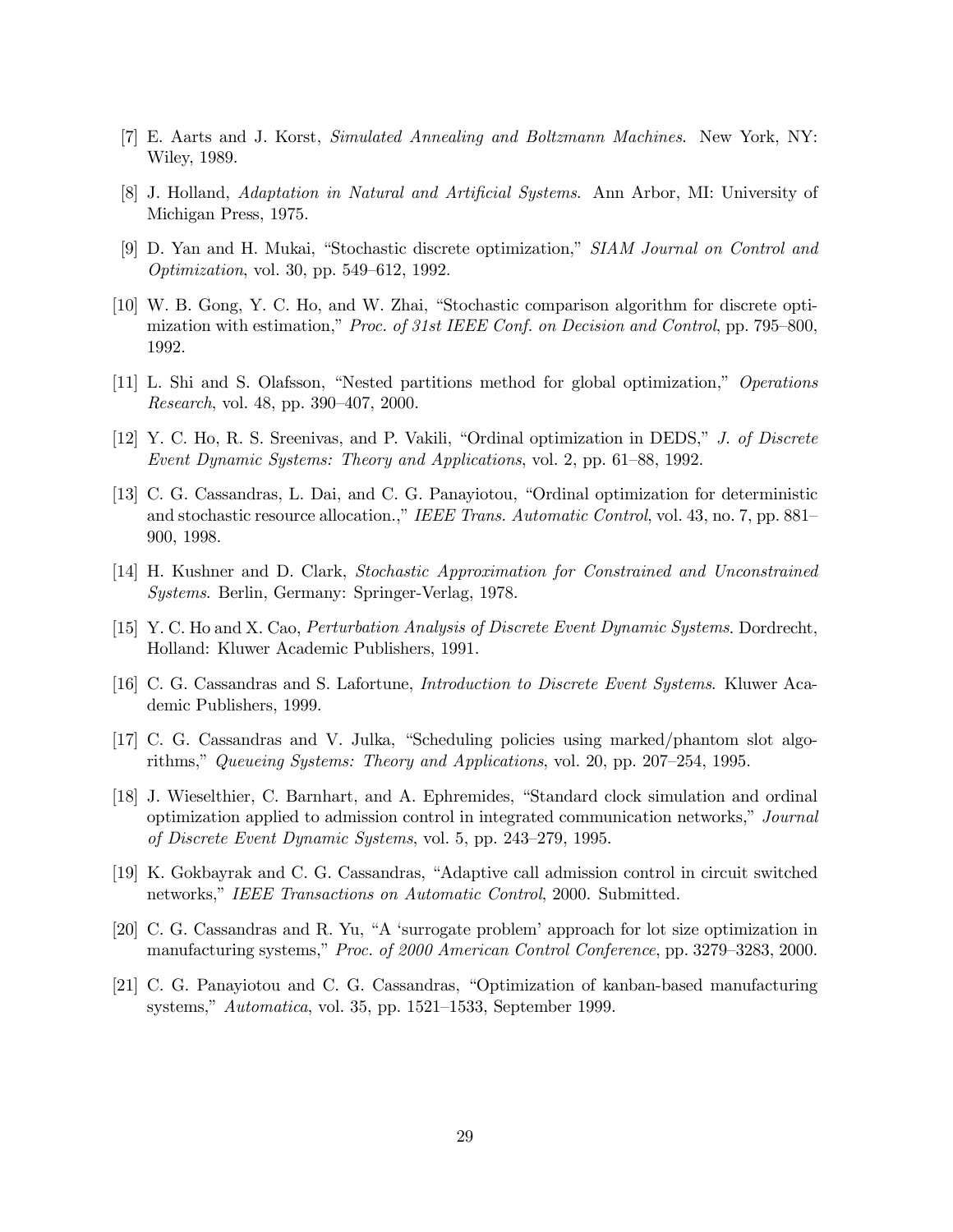[7] E. Aarts and J. Korst, *Simulated Annealing and Boltzmann Machines*. New York, NY: Wiley, 1989.

[8] J. Holland, *Adaptation in Natural and Artificial Systems*. Ann Arbor, MI: University of Michigan Press, 1975.

[9] D. Yan and H. Mukai, "Stochastic discrete optimization," *SIAM Journal on Control and Optimization*, vol. 30, pp. 549–612, 1992.

[10] W. B. Gong, Y. C. Ho, and W. Zhai, "Stochastic comparison algorithm for discrete optimization with estimation," *Proc. of 31st IEEE Conf. on Decision and Control*, pp. 795–800, 1992.

[11] L. Shi and S. Olafsson, "Nested partitions method for global optimization," *Operations Research*, vol. 48, pp. 390–407, 2000.

[12] Y. C. Ho, R. S. Sreenivas, and P. Vakili, "Ordinal optimization in DEDS," *J. of Discrete Event Dynamic Systems: Theory and Applications*, vol. 2, pp. 61–88, 1992.

[13] C. G. Cassandras, L. Dai, and C. G. Panayiotou, "Ordinal optimization for deterministic and stochastic resource allocation.," *IEEE Trans. Automatic Control*, vol. 43, no. 7, pp. 881–900, 1998.

[14] H. Kushner and D. Clark, *Stochastic Approximation for Constrained and Unconstrained Systems*. Berlin, Germany: Springer-Verlag, 1978.

[15] Y. C. Ho and X. Cao, *Perturbation Analysis of Discrete Event Dynamic Systems*. Dordrecht, Holland: Kluwer Academic Publishers, 1991.

[16] C. G. Cassandras and S. Lafortune, *Introduction to Discrete Event Systems*. Kluwer Academic Publishers, 1999.

[17] C. G. Cassandras and V. Julka, "Scheduling policies using marked/phantom slot algorithms," *Queueing Systems: Theory and Applications*, vol. 20, pp. 207–254, 1995.

[18] J. Wieselthier, C. Barnhart, and A. Ephremides, "Standard clock simulation and ordinal optimization applied to admission control in integrated communication networks," *Journal of Discrete Event Dynamic Systems*, vol. 5, pp. 243–279, 1995.

[19] K. Gokbayrak and C. G. Cassandras, "Adaptive call admission control in circuit switched networks," *IEEE Transactions on Automatic Control*, 2000. Submitted.

[20] C. G. Cassandras and R. Yu, "A 'surrogate problem' approach for lot size optimization in manufacturing systems," *Proc. of 2000 American Control Conference*, pp. 3279–3283, 2000.

[21] C. G. Panayiotou and C. G. Cassandras, "Optimization of kanban-based manufacturing systems," *Automatica*, vol. 35, pp. 1521–1533, September 1999.